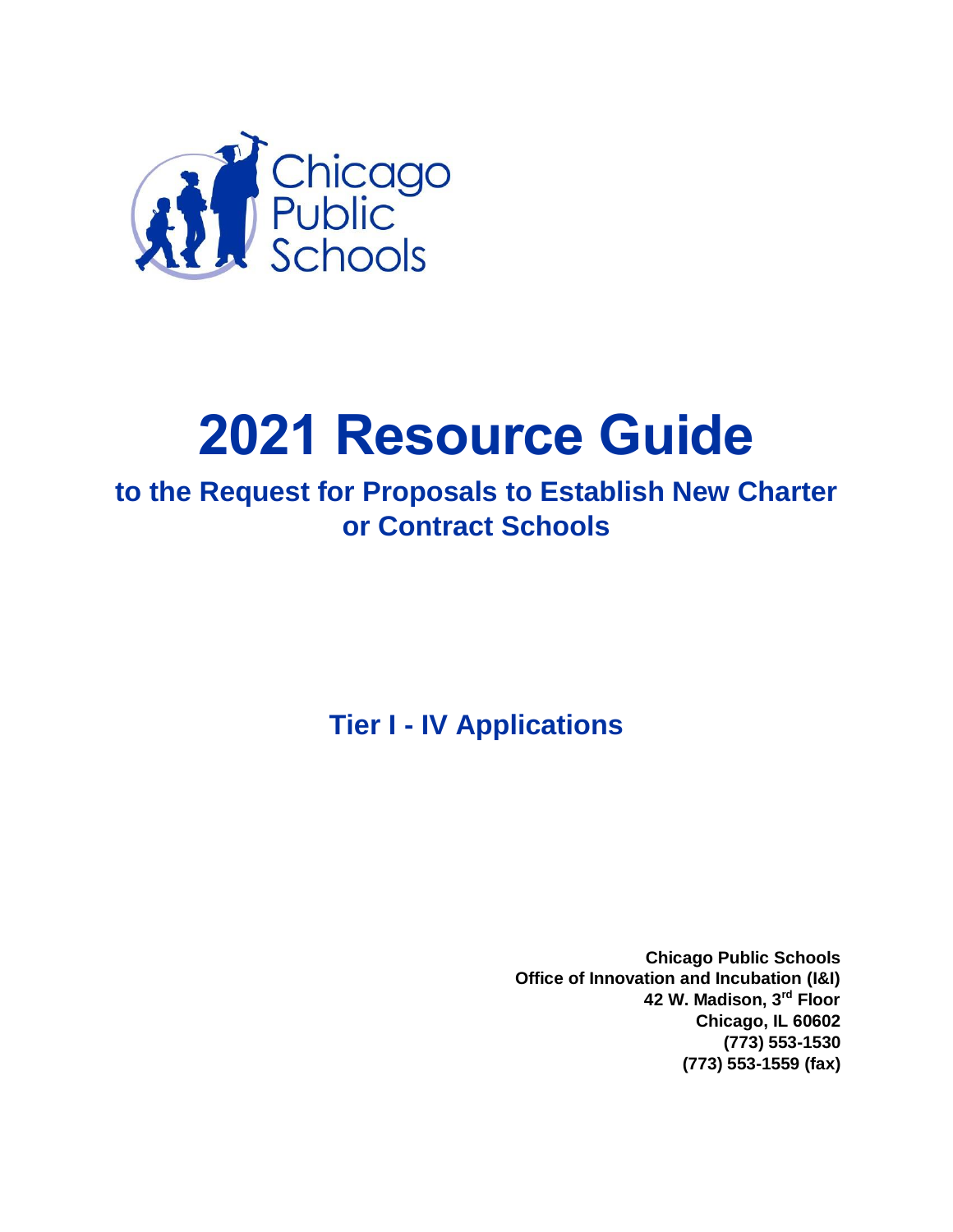Chicago Public Schools

# 2021 Resource Guide

## to the Request for Proposals to Establish New Charter or Contract Schools

## Tier I - IV Applications

**Chicago Public Schools**
**Office of Innovation and Incubation (I&I)**
**42 W. Madison, 3rd Floor**
**Chicago, IL 60602**
**(773) 553-1530**
**(773) 553-1559 (fax)**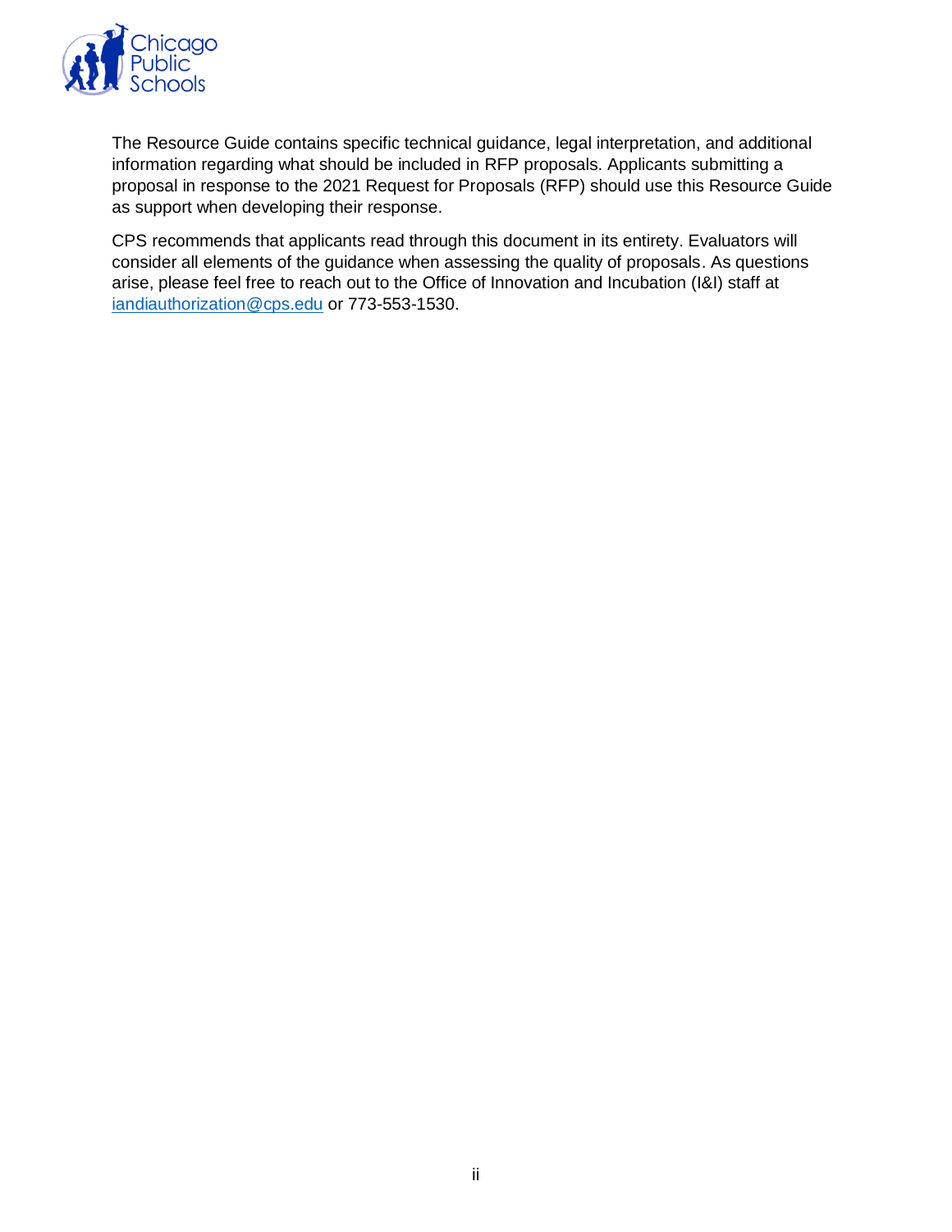The Resource Guide contains specific technical guidance, legal interpretation, and additional information regarding what should be included in RFP proposals. Applicants submitting a proposal in response to the 2021 Request for Proposals (RFP) should use this Resource Guide as support when developing their response.

CPS recommends that applicants read through this document in its entirety. Evaluators will consider all elements of the guidance when assessing the quality of proposals. As questions arise, please feel free to reach out to the Office of Innovation and Incubation (I&I) staff at [iandiauthorization@cps.edu](mailto:iandiauthorization@cps.edu) or 773-553-1530.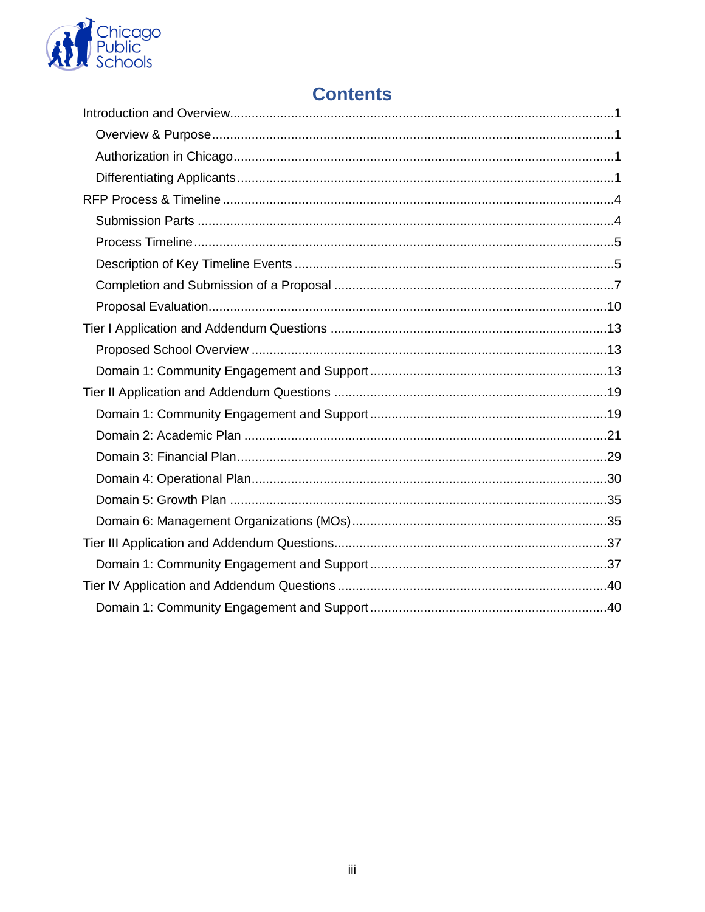# Contents

- Introduction and Overview ........ 1
  - Overview & Purpose ........ 1
  - Authorization in Chicago ........ 1
  - Differentiating Applicants ........ 1
- RFP Process & Timeline ........ 4
  - Submission Parts ........ 4
  - Process Timeline ........ 5
  - Description of Key Timeline Events ........ 5
  - Completion and Submission of a Proposal ........ 7
  - Proposal Evaluation ........ 10
- Tier I Application and Addendum Questions ........ 13
  - Proposed School Overview ........ 13
  - Domain 1: Community Engagement and Support ........ 13
- Tier II Application and Addendum Questions ........ 19
  - Domain 1: Community Engagement and Support ........ 19
  - Domain 2: Academic Plan ........ 21
  - Domain 3: Financial Plan ........ 29
  - Domain 4: Operational Plan ........ 30
  - Domain 5: Growth Plan ........ 35
  - Domain 6: Management Organizations (MOs) ........ 35
- Tier III Application and Addendum Questions ........ 37
  - Domain 1: Community Engagement and Support ........ 37
- Tier IV Application and Addendum Questions ........ 40
  - Domain 1: Community Engagement and Support ........ 40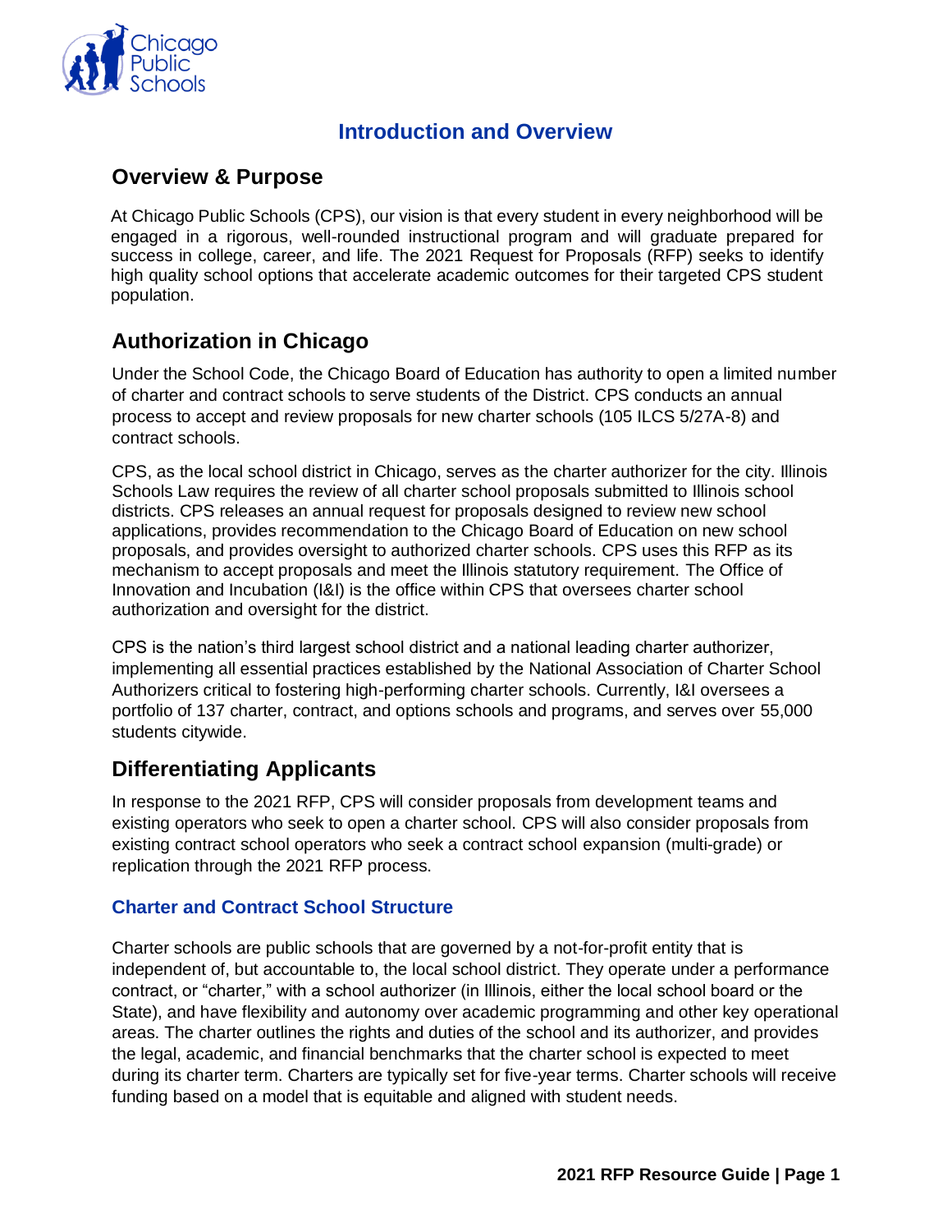# Introduction and Overview

## Overview & Purpose

At Chicago Public Schools (CPS), our vision is that every student in every neighborhood will be engaged in a rigorous, well-rounded instructional program and will graduate prepared for success in college, career, and life. The 2021 Request for Proposals (RFP) seeks to identify high quality school options that accelerate academic outcomes for their targeted CPS student population.

## Authorization in Chicago

Under the School Code, the Chicago Board of Education has authority to open a limited number of charter and contract schools to serve students of the District. CPS conducts an annual process to accept and review proposals for new charter schools (105 ILCS 5/27A-8) and contract schools.

CPS, as the local school district in Chicago, serves as the charter authorizer for the city. Illinois Schools Law requires the review of all charter school proposals submitted to Illinois school districts. CPS releases an annual request for proposals designed to review new school applications, provides recommendation to the Chicago Board of Education on new school proposals, and provides oversight to authorized charter schools. CPS uses this RFP as its mechanism to accept proposals and meet the Illinois statutory requirement. The Office of Innovation and Incubation (I&I) is the office within CPS that oversees charter school authorization and oversight for the district.

CPS is the nation's third largest school district and a national leading charter authorizer, implementing all essential practices established by the National Association of Charter School Authorizers critical to fostering high-performing charter schools. Currently, I&I oversees a portfolio of 137 charter, contract, and options schools and programs, and serves over 55,000 students citywide.

## Differentiating Applicants

In response to the 2021 RFP, CPS will consider proposals from development teams and existing operators who seek to open a charter school. CPS will also consider proposals from existing contract school operators who seek a contract school expansion (multi-grade) or replication through the 2021 RFP process.

### Charter and Contract School Structure

Charter schools are public schools that are governed by a not-for-profit entity that is independent of, but accountable to, the local school district. They operate under a performance contract, or "charter," with a school authorizer (in Illinois, either the local school board or the State), and have flexibility and autonomy over academic programming and other key operational areas. The charter outlines the rights and duties of the school and its authorizer, and provides the legal, academic, and financial benchmarks that the charter school is expected to meet during its charter term. Charters are typically set for five-year terms. Charter schools will receive funding based on a model that is equitable and aligned with student needs.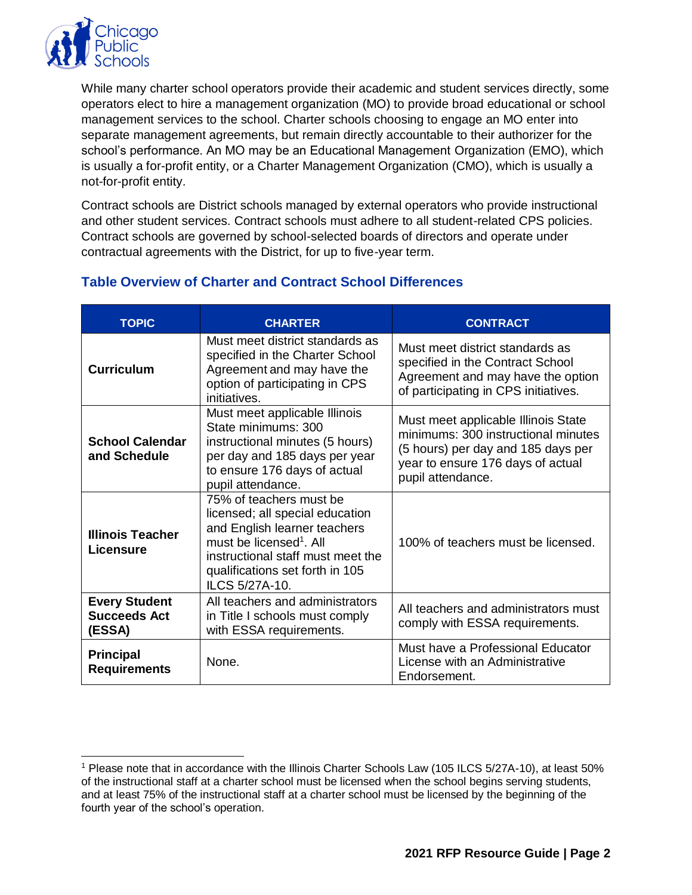While many charter school operators provide their academic and student services directly, some operators elect to hire a management organization (MO) to provide broad educational or school management services to the school. Charter schools choosing to engage an MO enter into separate management agreements, but remain directly accountable to their authorizer for the school's performance. An MO may be an Educational Management Organization (EMO), which is usually a for-profit entity, or a Charter Management Organization (CMO), which is usually a not-for-profit entity.

Contract schools are District schools managed by external operators who provide instructional and other student services. Contract schools must adhere to all student-related CPS policies. Contract schools are governed by school-selected boards of directors and operate under contractual agreements with the District, for up to five-year term.

### Table Overview of Charter and Contract School Differences

| TOPIC | CHARTER | CONTRACT |
| --- | --- | --- |
| **Curriculum** | Must meet district standards as specified in the Charter School Agreement and may have the option of participating in CPS initiatives. | Must meet district standards as specified in the Contract School Agreement and may have the option of participating in CPS initiatives. |
| **School Calendar and Schedule** | Must meet applicable Illinois State minimums: 300 instructional minutes (5 hours) per day and 185 days per year to ensure 176 days of actual pupil attendance. | Must meet applicable Illinois State minimums: 300 instructional minutes (5 hours) per day and 185 days per year to ensure 176 days of actual pupil attendance. |
| **Illinois Teacher Licensure** | 75% of teachers must be licensed; all special education and English learner teachers must be licensed[1]. All instructional staff must meet the qualifications set forth in 105 ILCS 5/27A-10. | 100% of teachers must be licensed. |
| **Every Student Succeeds Act (ESSA)** | All teachers and administrators in Title I schools must comply with ESSA requirements. | All teachers and administrators must comply with ESSA requirements. |
| **Principal Requirements** | None. | Must have a Professional Educator License with an Administrative Endorsement. |

[1] Please note that in accordance with the Illinois Charter Schools Law (105 ILCS 5/27A-10), at least 50% of the instructional staff at a charter school must be licensed when the school begins serving students, and at least 75% of the instructional staff at a charter school must be licensed by the beginning of the fourth year of the school's operation.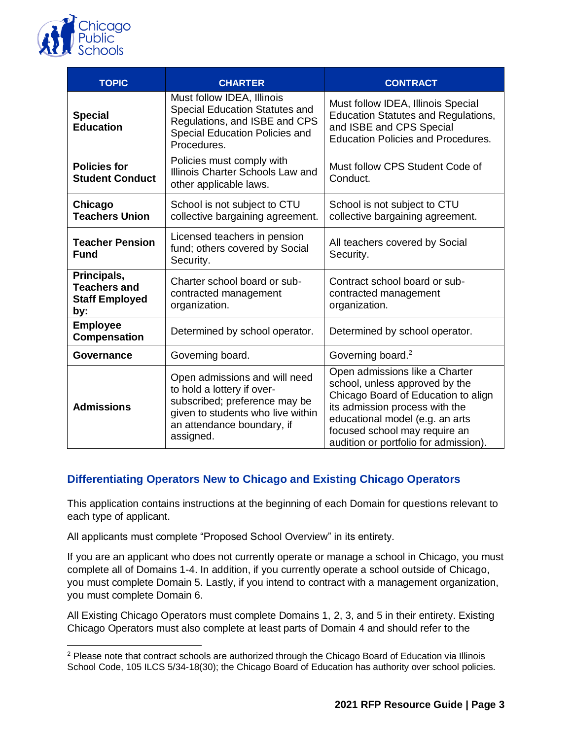| TOPIC | CHARTER | CONTRACT |
| --- | --- | --- |
| **Special Education** | Must follow IDEA, Illinois Special Education Statutes and Regulations, and ISBE and CPS Special Education Policies and Procedures. | Must follow IDEA, Illinois Special Education Statutes and Regulations, and ISBE and CPS Special Education Policies and Procedures. |
| **Policies for Student Conduct** | Policies must comply with Illinois Charter Schools Law and other applicable laws. | Must follow CPS Student Code of Conduct. |
| **Chicago Teachers Union** | School is not subject to CTU collective bargaining agreement. | School is not subject to CTU collective bargaining agreement. |
| **Teacher Pension Fund** | Licensed teachers in pension fund; others covered by Social Security. | All teachers covered by Social Security. |
| **Principals, Teachers and Staff Employed by:** | Charter school board or sub-contracted management organization. | Contract school board or sub-contracted management organization. |
| **Employee Compensation** | Determined by school operator. | Determined by school operator. |
| **Governance** | Governing board. | Governing board.[2] |
| **Admissions** | Open admissions and will need to hold a lottery if over-subscribed; preference may be given to students who live within an attendance boundary, if assigned. | Open admissions like a Charter school, unless approved by the Chicago Board of Education to align its admission process with the educational model (e.g. an arts focused school may require an audition or portfolio for admission). |

## Differentiating Operators New to Chicago and Existing Chicago Operators

This application contains instructions at the beginning of each Domain for questions relevant to each type of applicant.

All applicants must complete "Proposed School Overview" in its entirety.

If you are an applicant who does not currently operate or manage a school in Chicago, you must complete all of Domains 1-4. In addition, if you currently operate a school outside of Chicago, you must complete Domain 5. Lastly, if you intend to contract with a management organization, you must complete Domain 6.

All Existing Chicago Operators must complete Domains 1, 2, 3, and 5 in their entirety. Existing Chicago Operators must also complete at least parts of Domain 4 and should refer to the

[2] Please note that contract schools are authorized through the Chicago Board of Education via Illinois School Code, 105 ILCS 5/34-18(30); the Chicago Board of Education has authority over school policies.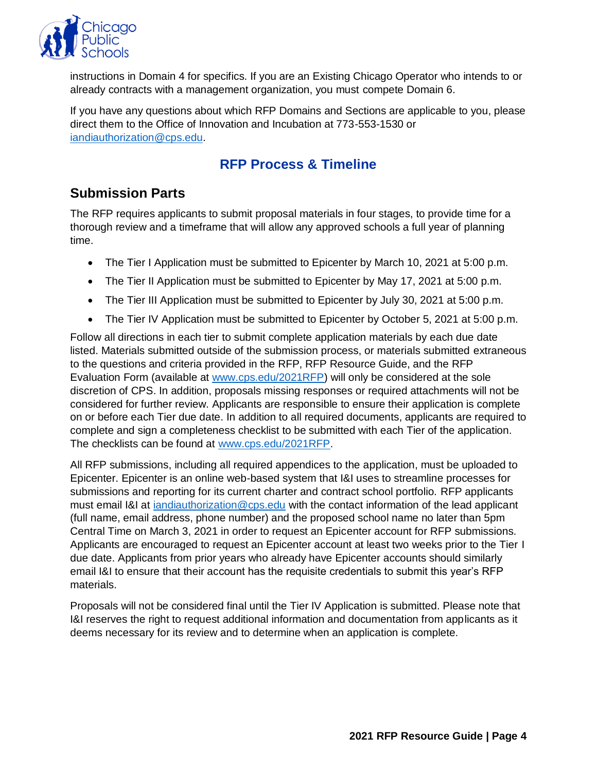instructions in Domain 4 for specifics. If you are an Existing Chicago Operator who intends to or already contracts with a management organization, you must compete Domain 6.

If you have any questions about which RFP Domains and Sections are applicable to you, please direct them to the Office of Innovation and Incubation at 773-553-1530 or iandiauthorization@cps.edu.

# RFP Process & Timeline

## Submission Parts

The RFP requires applicants to submit proposal materials in four stages, to provide time for a thorough review and a timeframe that will allow any approved schools a full year of planning time.

- The Tier I Application must be submitted to Epicenter by March 10, 2021 at 5:00 p.m.
- The Tier II Application must be submitted to Epicenter by May 17, 2021 at 5:00 p.m.
- The Tier III Application must be submitted to Epicenter by July 30, 2021 at 5:00 p.m.
- The Tier IV Application must be submitted to Epicenter by October 5, 2021 at 5:00 p.m.

Follow all directions in each tier to submit complete application materials by each due date listed. Materials submitted outside of the submission process, or materials submitted extraneous to the questions and criteria provided in the RFP, RFP Resource Guide, and the RFP Evaluation Form (available at www.cps.edu/2021RFP) will only be considered at the sole discretion of CPS. In addition, proposals missing responses or required attachments will not be considered for further review. Applicants are responsible to ensure their application is complete on or before each Tier due date. In addition to all required documents, applicants are required to complete and sign a completeness checklist to be submitted with each Tier of the application. The checklists can be found at www.cps.edu/2021RFP.

All RFP submissions, including all required appendices to the application, must be uploaded to Epicenter. Epicenter is an online web-based system that I&I uses to streamline processes for submissions and reporting for its current charter and contract school portfolio. RFP applicants must email I&I at iandiauthorization@cps.edu with the contact information of the lead applicant (full name, email address, phone number) and the proposed school name no later than 5pm Central Time on March 3, 2021 in order to request an Epicenter account for RFP submissions. Applicants are encouraged to request an Epicenter account at least two weeks prior to the Tier I due date. Applicants from prior years who already have Epicenter accounts should similarly email I&I to ensure that their account has the requisite credentials to submit this year's RFP materials.

Proposals will not be considered final until the Tier IV Application is submitted. Please note that I&I reserves the right to request additional information and documentation from applicants as it deems necessary for its review and to determine when an application is complete.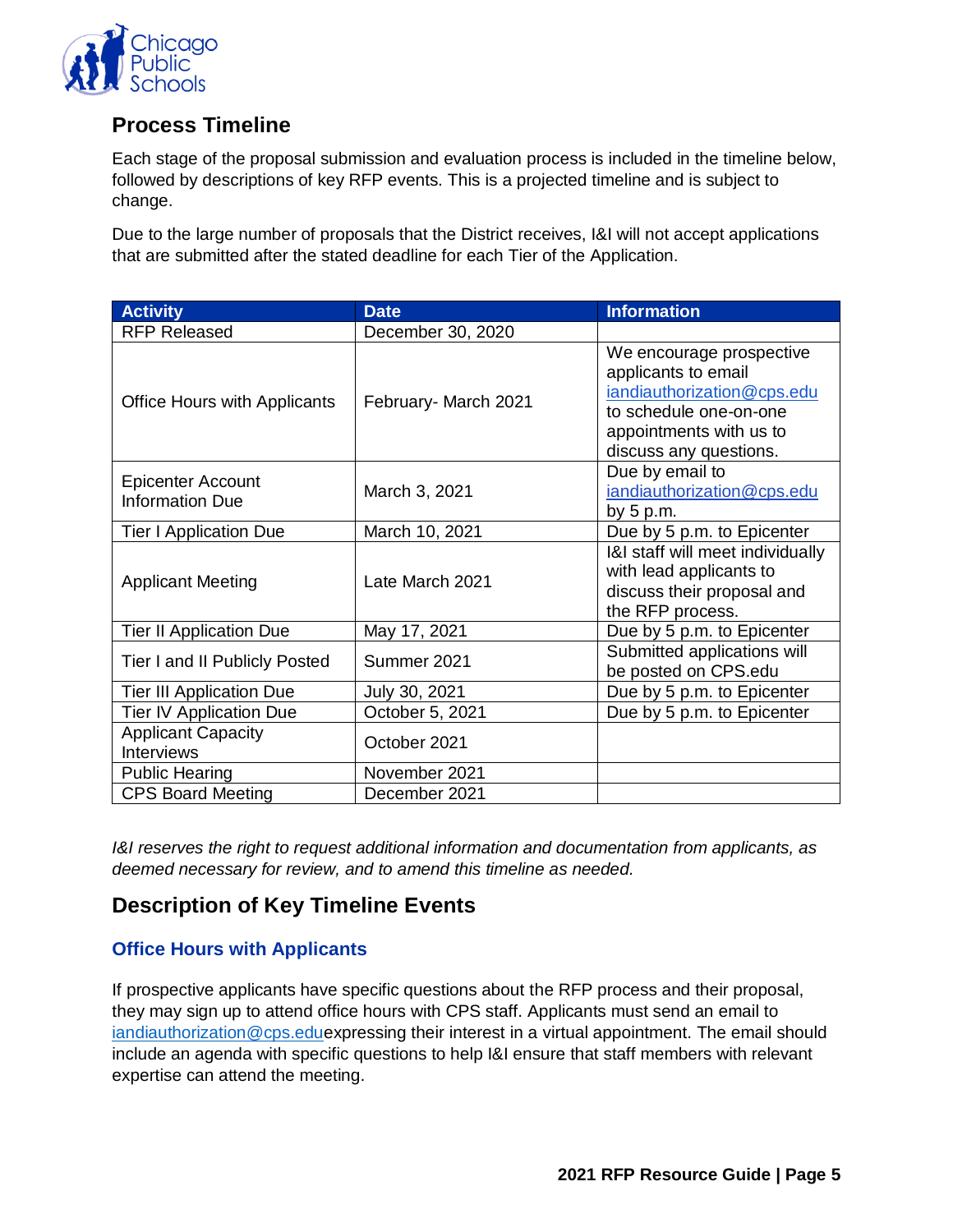## Process Timeline

Each stage of the proposal submission and evaluation process is included in the timeline below, followed by descriptions of key RFP events. This is a projected timeline and is subject to change.

Due to the large number of proposals that the District receives, I&I will not accept applications that are submitted after the stated deadline for each Tier of the Application.

| Activity | Date | Information |
| --- | --- | --- |
| RFP Released | December 30, 2020 | |
| Office Hours with Applicants | February- March 2021 | We encourage prospective applicants to email iandiauthorization@cps.edu to schedule one-on-one appointments with us to discuss any questions. |
| Epicenter Account Information Due | March 3, 2021 | Due by email to iandiauthorization@cps.edu by 5 p.m. |
| Tier I Application Due | March 10, 2021 | Due by 5 p.m. to Epicenter |
| Applicant Meeting | Late March 2021 | I&I staff will meet individually with lead applicants to discuss their proposal and the RFP process. |
| Tier II Application Due | May 17, 2021 | Due by 5 p.m. to Epicenter |
| Tier I and II Publicly Posted | Summer 2021 | Submitted applications will be posted on CPS.edu |
| Tier III Application Due | July 30, 2021 | Due by 5 p.m. to Epicenter |
| Tier IV Application Due | October 5, 2021 | Due by 5 p.m. to Epicenter |
| Applicant Capacity Interviews | October 2021 | |
| Public Hearing | November 2021 | |
| CPS Board Meeting | December 2021 | |

*I&I reserves the right to request additional information and documentation from applicants, as deemed necessary for review, and to amend this timeline as needed.*

## Description of Key Timeline Events

### Office Hours with Applicants

If prospective applicants have specific questions about the RFP process and their proposal, they may sign up to attend office hours with CPS staff. Applicants must send an email to iandiauthorization@cps.eduexpressing their interest in a virtual appointment. The email should include an agenda with specific questions to help I&I ensure that staff members with relevant expertise can attend the meeting.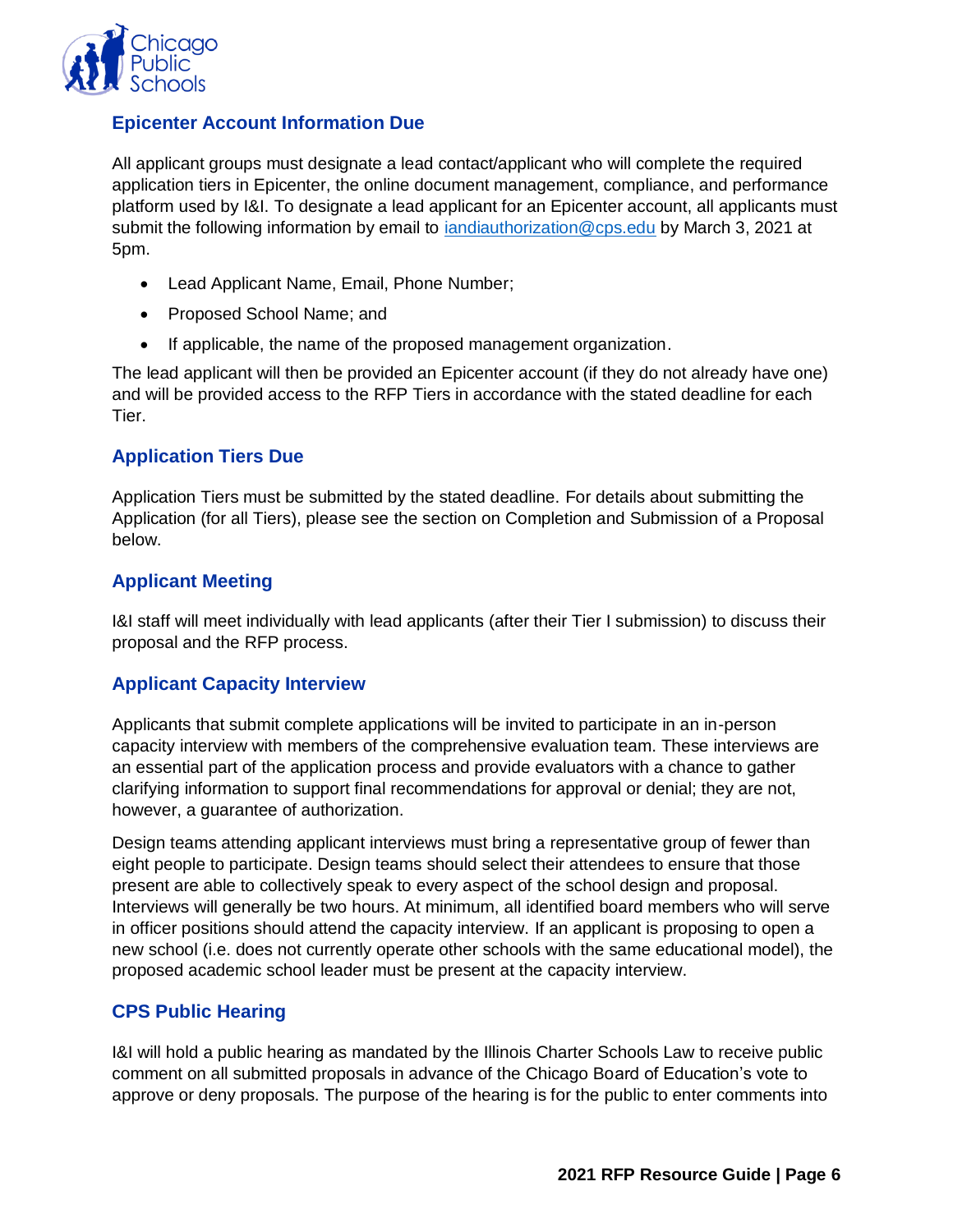### Epicenter Account Information Due

All applicant groups must designate a lead contact/applicant who will complete the required application tiers in Epicenter, the online document management, compliance, and performance platform used by I&I. To designate a lead applicant for an Epicenter account, all applicants must submit the following information by email to [iandiauthorization@cps.edu](mailto:iandiauthorization@cps.edu) by March 3, 2021 at 5pm.

- Lead Applicant Name, Email, Phone Number;
- Proposed School Name; and
- If applicable, the name of the proposed management organization.

The lead applicant will then be provided an Epicenter account (if they do not already have one) and will be provided access to the RFP Tiers in accordance with the stated deadline for each Tier.

### Application Tiers Due

Application Tiers must be submitted by the stated deadline. For details about submitting the Application (for all Tiers), please see the section on Completion and Submission of a Proposal below.

### Applicant Meeting

I&I staff will meet individually with lead applicants (after their Tier I submission) to discuss their proposal and the RFP process.

### Applicant Capacity Interview

Applicants that submit complete applications will be invited to participate in an in-person capacity interview with members of the comprehensive evaluation team. These interviews are an essential part of the application process and provide evaluators with a chance to gather clarifying information to support final recommendations for approval or denial; they are not, however, a guarantee of authorization.

Design teams attending applicant interviews must bring a representative group of fewer than eight people to participate. Design teams should select their attendees to ensure that those present are able to collectively speak to every aspect of the school design and proposal. Interviews will generally be two hours. At minimum, all identified board members who will serve in officer positions should attend the capacity interview. If an applicant is proposing to open a new school (i.e. does not currently operate other schools with the same educational model), the proposed academic school leader must be present at the capacity interview.

### CPS Public Hearing

I&I will hold a public hearing as mandated by the Illinois Charter Schools Law to receive public comment on all submitted proposals in advance of the Chicago Board of Education's vote to approve or deny proposals. The purpose of the hearing is for the public to enter comments into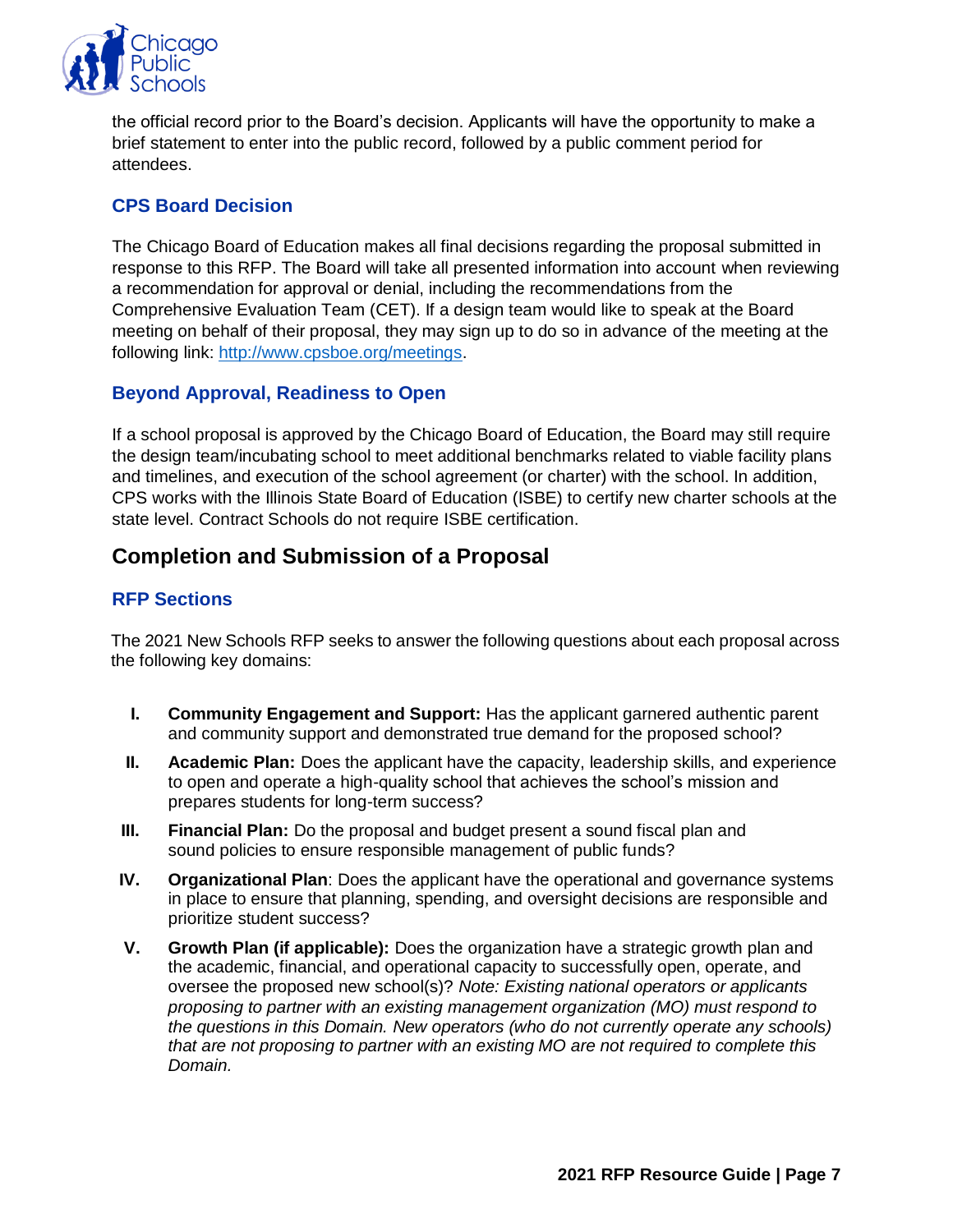the official record prior to the Board's decision. Applicants will have the opportunity to make a brief statement to enter into the public record, followed by a public comment period for attendees.

### CPS Board Decision

The Chicago Board of Education makes all final decisions regarding the proposal submitted in response to this RFP. The Board will take all presented information into account when reviewing a recommendation for approval or denial, including the recommendations from the Comprehensive Evaluation Team (CET). If a design team would like to speak at the Board meeting on behalf of their proposal, they may sign up to do so in advance of the meeting at the following link: http://www.cpsboe.org/meetings.

### Beyond Approval, Readiness to Open

If a school proposal is approved by the Chicago Board of Education, the Board may still require the design team/incubating school to meet additional benchmarks related to viable facility plans and timelines, and execution of the school agreement (or charter) with the school. In addition, CPS works with the Illinois State Board of Education (ISBE) to certify new charter schools at the state level. Contract Schools do not require ISBE certification.

## Completion and Submission of a Proposal

### RFP Sections

The 2021 New Schools RFP seeks to answer the following questions about each proposal across the following key domains:

I. **Community Engagement and Support:** Has the applicant garnered authentic parent and community support and demonstrated true demand for the proposed school?

II. **Academic Plan:** Does the applicant have the capacity, leadership skills, and experience to open and operate a high-quality school that achieves the school's mission and prepares students for long-term success?

III. **Financial Plan:** Do the proposal and budget present a sound fiscal plan and sound policies to ensure responsible management of public funds?

IV. **Organizational Plan**: Does the applicant have the operational and governance systems in place to ensure that planning, spending, and oversight decisions are responsible and prioritize student success?

V. **Growth Plan (if applicable):** Does the organization have a strategic growth plan and the academic, financial, and operational capacity to successfully open, operate, and oversee the proposed new school(s)? *Note: Existing national operators or applicants proposing to partner with an existing management organization (MO) must respond to the questions in this Domain. New operators (who do not currently operate any schools) that are not proposing to partner with an existing MO are not required to complete this Domain.*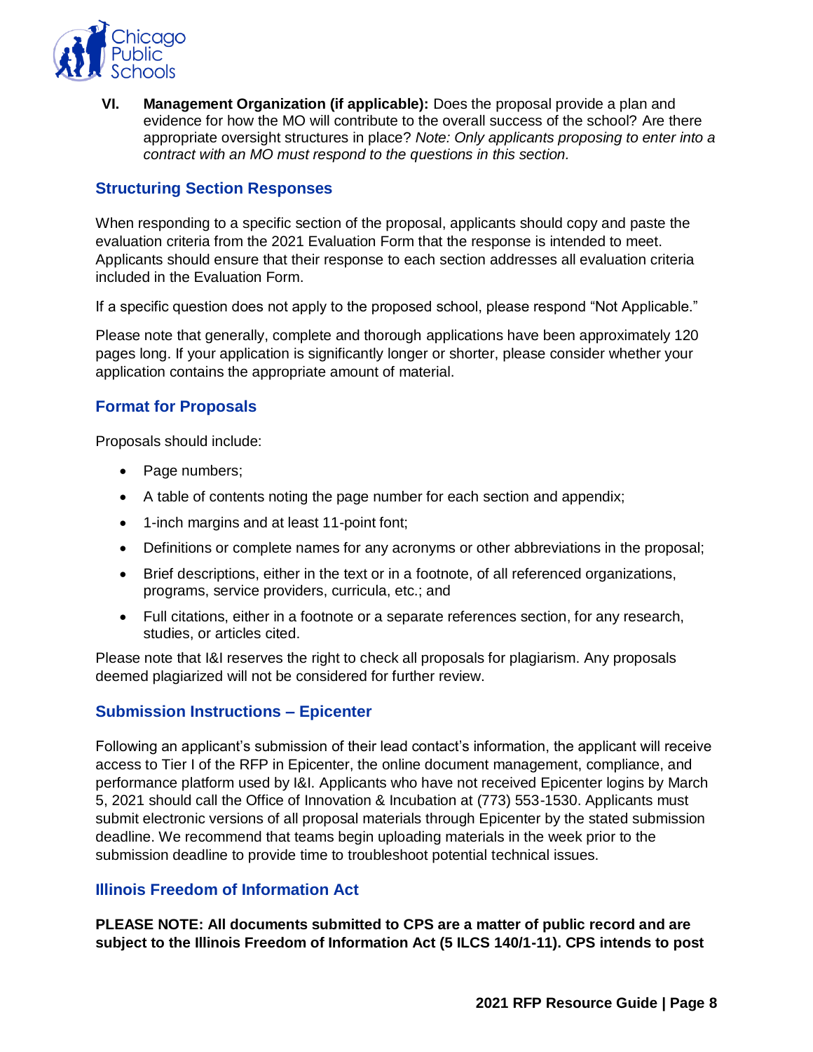VI. **Management Organization (if applicable):** Does the proposal provide a plan and evidence for how the MO will contribute to the overall success of the school? Are there appropriate oversight structures in place? *Note: Only applicants proposing to enter into a contract with an MO must respond to the questions in this section.*

## Structuring Section Responses

When responding to a specific section of the proposal, applicants should copy and paste the evaluation criteria from the 2021 Evaluation Form that the response is intended to meet. Applicants should ensure that their response to each section addresses all evaluation criteria included in the Evaluation Form.

If a specific question does not apply to the proposed school, please respond "Not Applicable."

Please note that generally, complete and thorough applications have been approximately 120 pages long. If your application is significantly longer or shorter, please consider whether your application contains the appropriate amount of material.

## Format for Proposals

Proposals should include:

- Page numbers;
- A table of contents noting the page number for each section and appendix;
- 1-inch margins and at least 11-point font;
- Definitions or complete names for any acronyms or other abbreviations in the proposal;
- Brief descriptions, either in the text or in a footnote, of all referenced organizations, programs, service providers, curricula, etc.; and
- Full citations, either in a footnote or a separate references section, for any research, studies, or articles cited.

Please note that I&I reserves the right to check all proposals for plagiarism. Any proposals deemed plagiarized will not be considered for further review.

## Submission Instructions – Epicenter

Following an applicant's submission of their lead contact's information, the applicant will receive access to Tier I of the RFP in Epicenter, the online document management, compliance, and performance platform used by I&I. Applicants who have not received Epicenter logins by March 5, 2021 should call the Office of Innovation & Incubation at (773) 553-1530. Applicants must submit electronic versions of all proposal materials through Epicenter by the stated submission deadline. We recommend that teams begin uploading materials in the week prior to the submission deadline to provide time to troubleshoot potential technical issues.

## Illinois Freedom of Information Act

**PLEASE NOTE: All documents submitted to CPS are a matter of public record and are subject to the Illinois Freedom of Information Act (5 ILCS 140/1-11). CPS intends to post**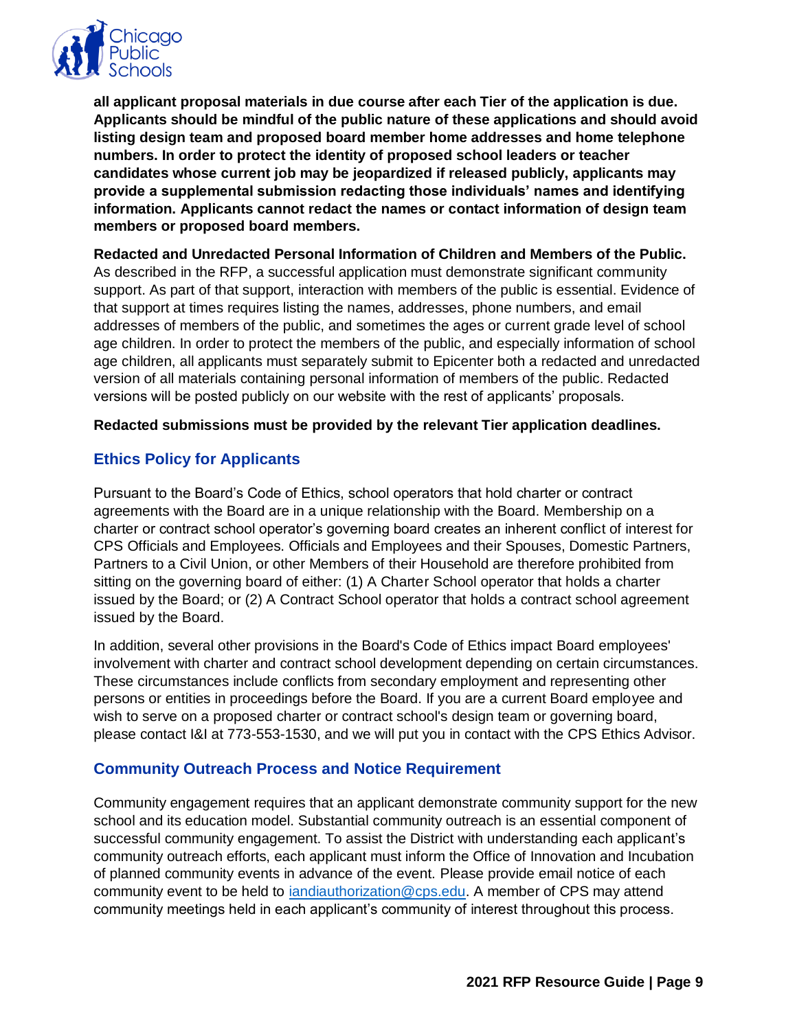**all applicant proposal materials in due course after each Tier of the application is due. Applicants should be mindful of the public nature of these applications and should avoid listing design team and proposed board member home addresses and home telephone numbers. In order to protect the identity of proposed school leaders or teacher candidates whose current job may be jeopardized if released publicly, applicants may provide a supplemental submission redacting those individuals' names and identifying information. Applicants cannot redact the names or contact information of design team members or proposed board members.**

**Redacted and Unredacted Personal Information of Children and Members of the Public.** As described in the RFP, a successful application must demonstrate significant community support. As part of that support, interaction with members of the public is essential. Evidence of that support at times requires listing the names, addresses, phone numbers, and email addresses of members of the public, and sometimes the ages or current grade level of school age children. In order to protect the members of the public, and especially information of school age children, all applicants must separately submit to Epicenter both a redacted and unredacted version of all materials containing personal information of members of the public. Redacted versions will be posted publicly on our website with the rest of applicants' proposals.

**Redacted submissions must be provided by the relevant Tier application deadlines.**

## Ethics Policy for Applicants

Pursuant to the Board's Code of Ethics, school operators that hold charter or contract agreements with the Board are in a unique relationship with the Board. Membership on a charter or contract school operator's governing board creates an inherent conflict of interest for CPS Officials and Employees. Officials and Employees and their Spouses, Domestic Partners, Partners to a Civil Union, or other Members of their Household are therefore prohibited from sitting on the governing board of either: (1) A Charter School operator that holds a charter issued by the Board; or (2) A Contract School operator that holds a contract school agreement issued by the Board.

In addition, several other provisions in the Board's Code of Ethics impact Board employees' involvement with charter and contract school development depending on certain circumstances. These circumstances include conflicts from secondary employment and representing other persons or entities in proceedings before the Board. If you are a current Board employee and wish to serve on a proposed charter or contract school's design team or governing board, please contact I&I at 773-553-1530, and we will put you in contact with the CPS Ethics Advisor.

## Community Outreach Process and Notice Requirement

Community engagement requires that an applicant demonstrate community support for the new school and its education model. Substantial community outreach is an essential component of successful community engagement. To assist the District with understanding each applicant's community outreach efforts, each applicant must inform the Office of Innovation and Incubation of planned community events in advance of the event. Please provide email notice of each community event to be held to iandiauthorization@cps.edu. A member of CPS may attend community meetings held in each applicant's community of interest throughout this process.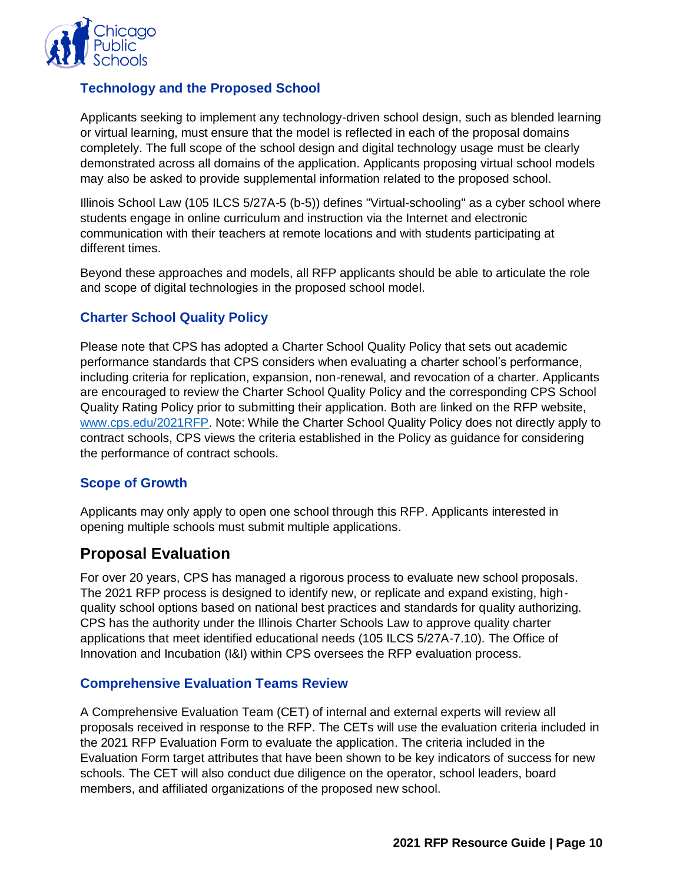### Technology and the Proposed School

Applicants seeking to implement any technology-driven school design, such as blended learning or virtual learning, must ensure that the model is reflected in each of the proposal domains completely. The full scope of the school design and digital technology usage must be clearly demonstrated across all domains of the application. Applicants proposing virtual school models may also be asked to provide supplemental information related to the proposed school.

Illinois School Law (105 ILCS 5/27A-5 (b-5)) defines "Virtual-schooling" as a cyber school where students engage in online curriculum and instruction via the Internet and electronic communication with their teachers at remote locations and with students participating at different times.

Beyond these approaches and models, all RFP applicants should be able to articulate the role and scope of digital technologies in the proposed school model.

### Charter School Quality Policy

Please note that CPS has adopted a Charter School Quality Policy that sets out academic performance standards that CPS considers when evaluating a charter school's performance, including criteria for replication, expansion, non-renewal, and revocation of a charter. Applicants are encouraged to review the Charter School Quality Policy and the corresponding CPS School Quality Rating Policy prior to submitting their application. Both are linked on the RFP website, www.cps.edu/2021RFP. Note: While the Charter School Quality Policy does not directly apply to contract schools, CPS views the criteria established in the Policy as guidance for considering the performance of contract schools.

### Scope of Growth

Applicants may only apply to open one school through this RFP. Applicants interested in opening multiple schools must submit multiple applications.

## Proposal Evaluation

For over 20 years, CPS has managed a rigorous process to evaluate new school proposals. The 2021 RFP process is designed to identify new, or replicate and expand existing, high-quality school options based on national best practices and standards for quality authorizing. CPS has the authority under the Illinois Charter Schools Law to approve quality charter applications that meet identified educational needs (105 ILCS 5/27A-7.10). The Office of Innovation and Incubation (I&I) within CPS oversees the RFP evaluation process.

### Comprehensive Evaluation Teams Review

A Comprehensive Evaluation Team (CET) of internal and external experts will review all proposals received in response to the RFP. The CETs will use the evaluation criteria included in the 2021 RFP Evaluation Form to evaluate the application. The criteria included in the Evaluation Form target attributes that have been shown to be key indicators of success for new schools. The CET will also conduct due diligence on the operator, school leaders, board members, and affiliated organizations of the proposed new school.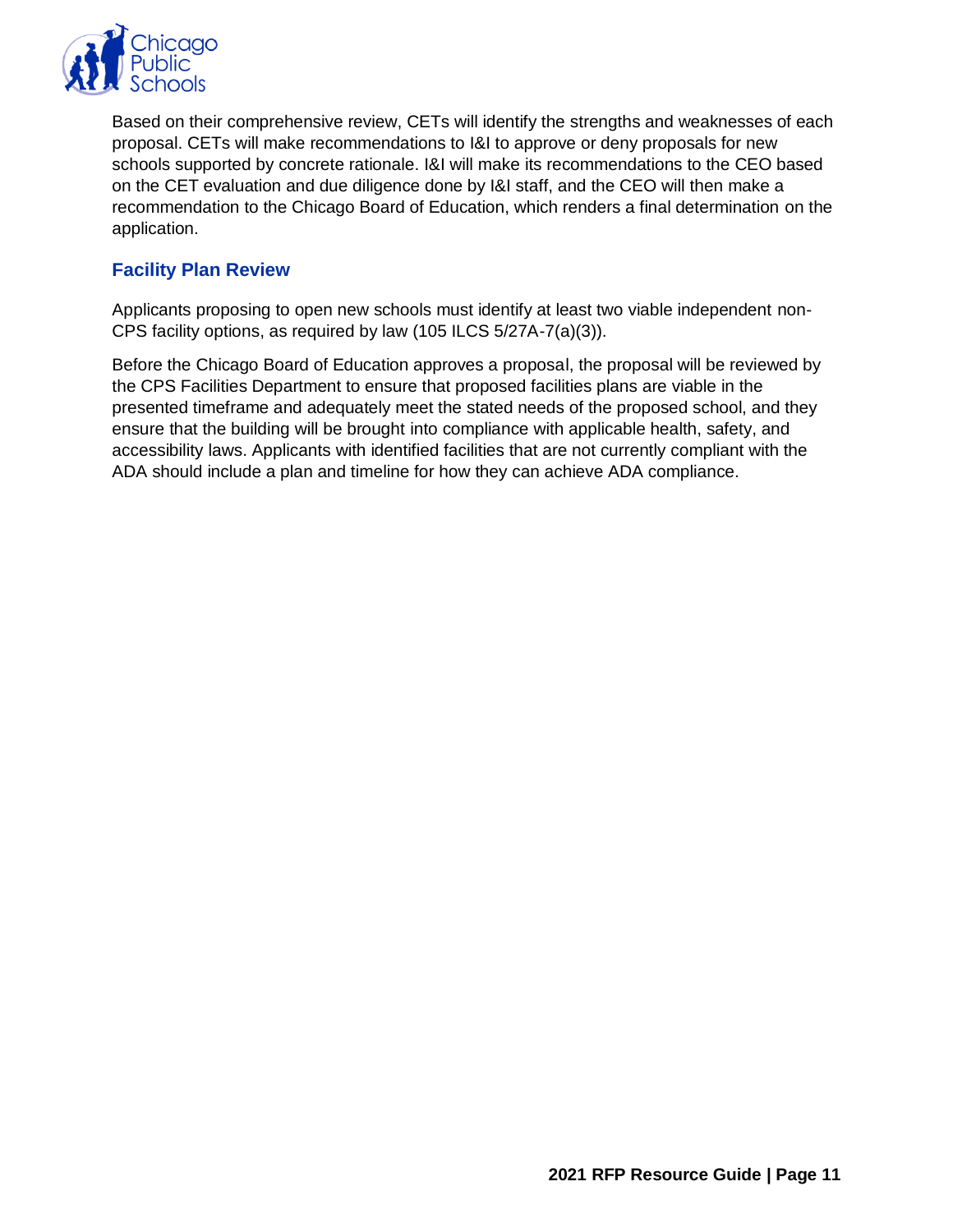Based on their comprehensive review, CETs will identify the strengths and weaknesses of each proposal. CETs will make recommendations to I&I to approve or deny proposals for new schools supported by concrete rationale. I&I will make its recommendations to the CEO based on the CET evaluation and due diligence done by I&I staff, and the CEO will then make a recommendation to the Chicago Board of Education, which renders a final determination on the application.

### Facility Plan Review

Applicants proposing to open new schools must identify at least two viable independent non-CPS facility options, as required by law (105 ILCS 5/27A-7(a)(3)).

Before the Chicago Board of Education approves a proposal, the proposal will be reviewed by the CPS Facilities Department to ensure that proposed facilities plans are viable in the presented timeframe and adequately meet the stated needs of the proposed school, and they ensure that the building will be brought into compliance with applicable health, safety, and accessibility laws. Applicants with identified facilities that are not currently compliant with the ADA should include a plan and timeline for how they can achieve ADA compliance.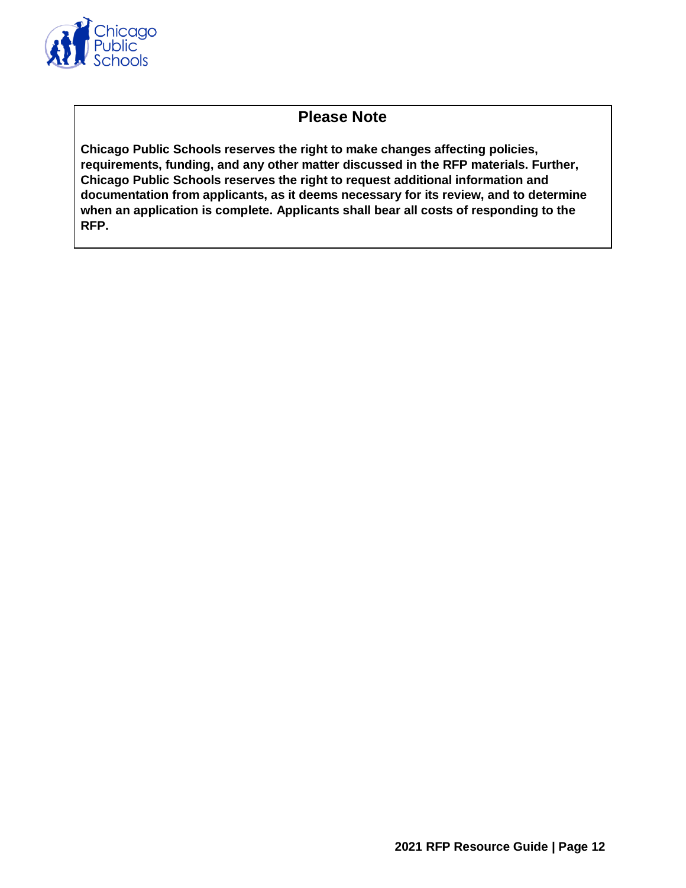## Please Note

**Chicago Public Schools reserves the right to make changes affecting policies, requirements, funding, and any other matter discussed in the RFP materials. Further, Chicago Public Schools reserves the right to request additional information and documentation from applicants, as it deems necessary for its review, and to determine when an application is complete. Applicants shall bear all costs of responding to the RFP.**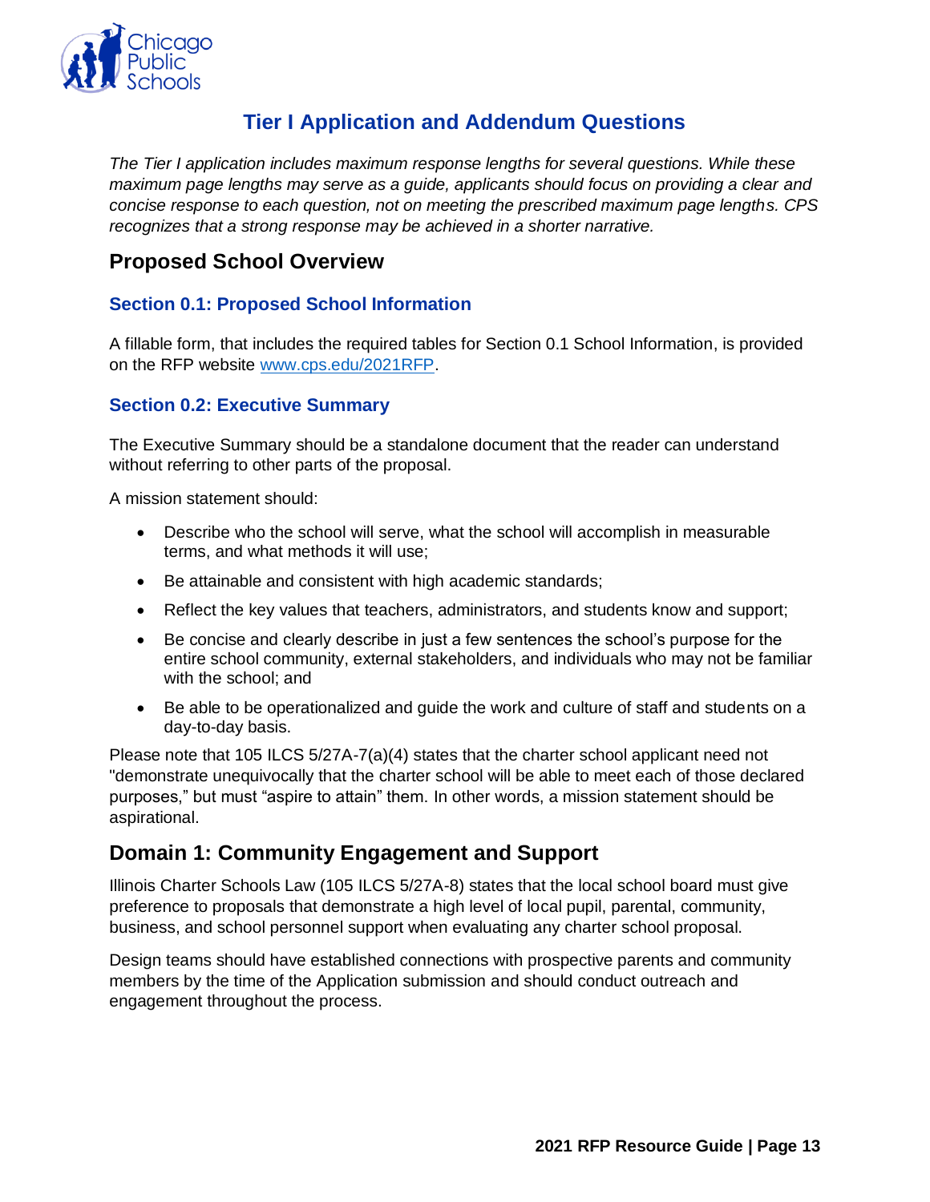# Tier I Application and Addendum Questions

*The Tier I application includes maximum response lengths for several questions. While these maximum page lengths may serve as a guide, applicants should focus on providing a clear and concise response to each question, not on meeting the prescribed maximum page lengths. CPS recognizes that a strong response may be achieved in a shorter narrative.*

## Proposed School Overview

### Section 0.1: Proposed School Information

A fillable form, that includes the required tables for Section 0.1 School Information, is provided on the RFP website www.cps.edu/2021RFP.

### Section 0.2: Executive Summary

The Executive Summary should be a standalone document that the reader can understand without referring to other parts of the proposal.

A mission statement should:

- Describe who the school will serve, what the school will accomplish in measurable terms, and what methods it will use;
- Be attainable and consistent with high academic standards;
- Reflect the key values that teachers, administrators, and students know and support;
- Be concise and clearly describe in just a few sentences the school's purpose for the entire school community, external stakeholders, and individuals who may not be familiar with the school; and
- Be able to be operationalized and guide the work and culture of staff and students on a day-to-day basis.

Please note that 105 ILCS 5/27A-7(a)(4) states that the charter school applicant need not "demonstrate unequivocally that the charter school will be able to meet each of those declared purposes," but must "aspire to attain" them. In other words, a mission statement should be aspirational.

## Domain 1: Community Engagement and Support

Illinois Charter Schools Law (105 ILCS 5/27A-8) states that the local school board must give preference to proposals that demonstrate a high level of local pupil, parental, community, business, and school personnel support when evaluating any charter school proposal.

Design teams should have established connections with prospective parents and community members by the time of the Application submission and should conduct outreach and engagement throughout the process.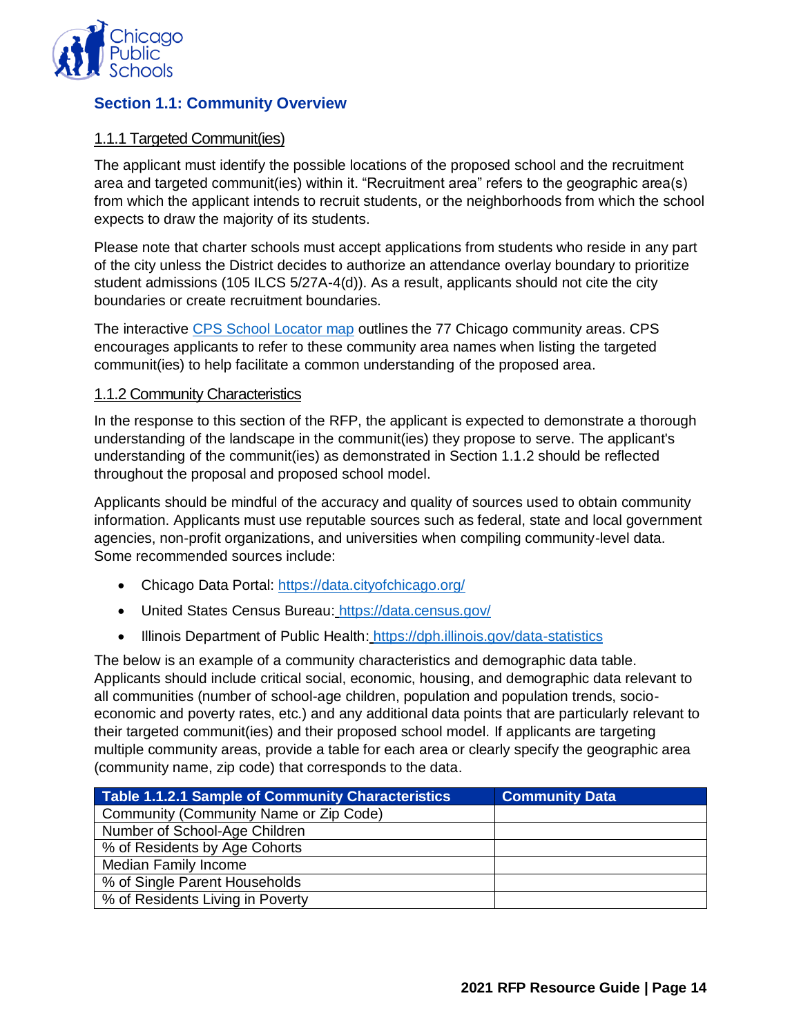## Section 1.1: Community Overview

### 1.1.1 Targeted Communit(ies)

The applicant must identify the possible locations of the proposed school and the recruitment area and targeted communit(ies) within it. "Recruitment area" refers to the geographic area(s) from which the applicant intends to recruit students, or the neighborhoods from which the school expects to draw the majority of its students.

Please note that charter schools must accept applications from students who reside in any part of the city unless the District decides to authorize an attendance overlay boundary to prioritize student admissions (105 ILCS 5/27A-4(d)). As a result, applicants should not cite the city boundaries or create recruitment boundaries.

The interactive CPS School Locator map outlines the 77 Chicago community areas. CPS encourages applicants to refer to these community area names when listing the targeted communit(ies) to help facilitate a common understanding of the proposed area.

### 1.1.2 Community Characteristics

In the response to this section of the RFP, the applicant is expected to demonstrate a thorough understanding of the landscape in the communit(ies) they propose to serve. The applicant's understanding of the communit(ies) as demonstrated in Section 1.1.2 should be reflected throughout the proposal and proposed school model.

Applicants should be mindful of the accuracy and quality of sources used to obtain community information. Applicants must use reputable sources such as federal, state and local government agencies, non-profit organizations, and universities when compiling community-level data. Some recommended sources include:

- Chicago Data Portal: https://data.cityofchicago.org/
- United States Census Bureau: https://data.census.gov/
- Illinois Department of Public Health: https://dph.illinois.gov/data-statistics

The below is an example of a community characteristics and demographic data table. Applicants should include critical social, economic, housing, and demographic data relevant to all communities (number of school-age children, population and population trends, socio-economic and poverty rates, etc.) and any additional data points that are particularly relevant to their targeted communit(ies) and their proposed school model. If applicants are targeting multiple community areas, provide a table for each area or clearly specify the geographic area (community name, zip code) that corresponds to the data.

| Table 1.1.2.1 Sample of Community Characteristics | Community Data |
|---|---|
| Community (Community Name or Zip Code) | |
| Number of School-Age Children | |
| % of Residents by Age Cohorts | |
| Median Family Income | |
| % of Single Parent Households | |
| % of Residents Living in Poverty | |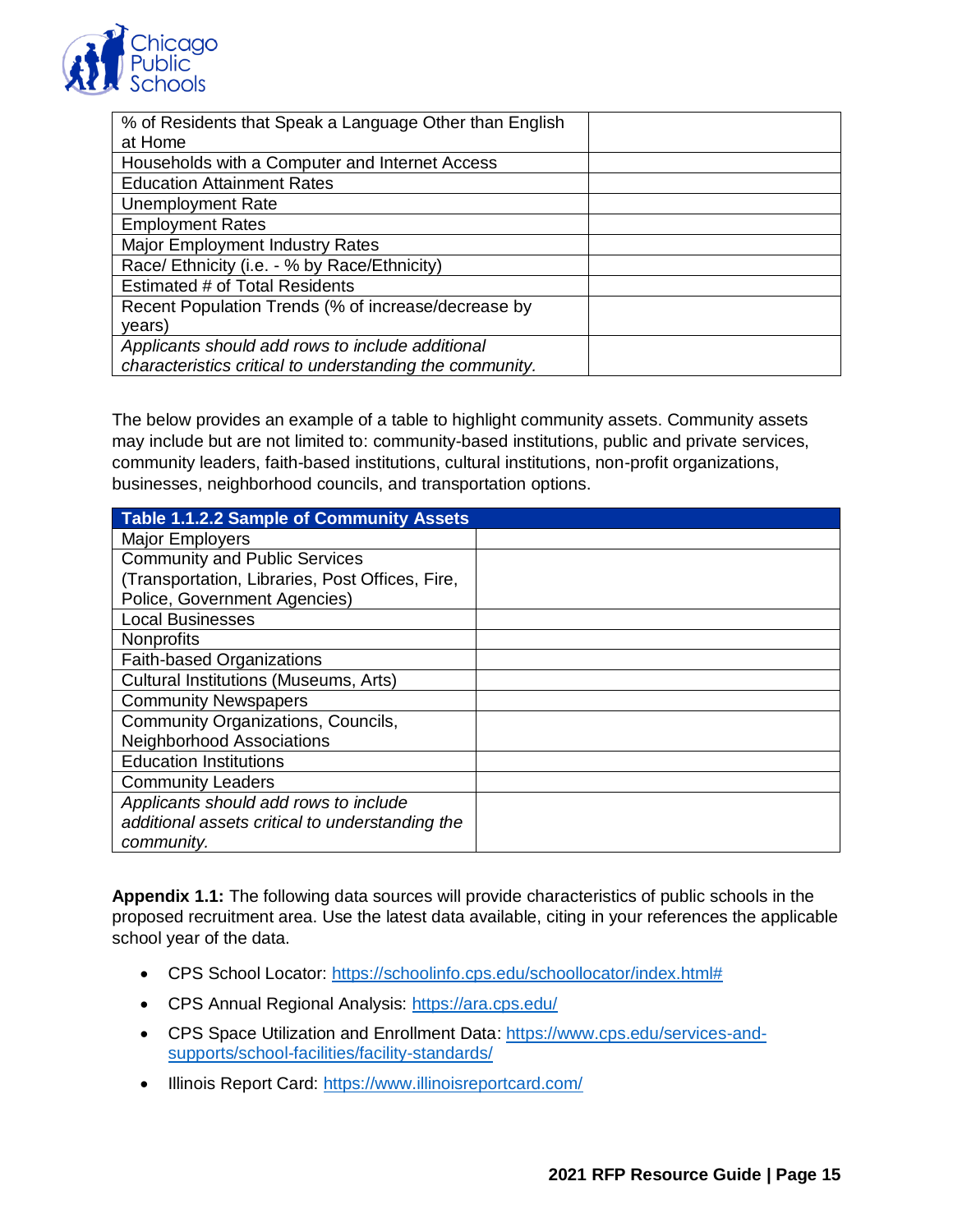| % of Residents that Speak a Language Other than English at Home | |
|---|---|
| Households with a Computer and Internet Access | |
| Education Attainment Rates | |
| Unemployment Rate | |
| Employment Rates | |
| Major Employment Industry Rates | |
| Race/ Ethnicity (i.e. - % by Race/Ethnicity) | |
| Estimated # of Total Residents | |
| Recent Population Trends (% of increase/decrease by years) | |
| *Applicants should add rows to include additional characteristics critical to understanding the community.* | |

The below provides an example of a table to highlight community assets. Community assets may include but are not limited to: community-based institutions, public and private services, community leaders, faith-based institutions, cultural institutions, non-profit organizations, businesses, neighborhood councils, and transportation options.

| **Table 1.1.2.2 Sample of Community Assets** | |
|---|---|
| Major Employers | |
| Community and Public Services (Transportation, Libraries, Post Offices, Fire, Police, Government Agencies) | |
| Local Businesses | |
| Nonprofits | |
| Faith-based Organizations | |
| Cultural Institutions (Museums, Arts) | |
| Community Newspapers | |
| Community Organizations, Councils, Neighborhood Associations | |
| Education Institutions | |
| Community Leaders | |
| *Applicants should add rows to include additional assets critical to understanding the community.* | |

**Appendix 1.1:** The following data sources will provide characteristics of public schools in the proposed recruitment area. Use the latest data available, citing in your references the applicable school year of the data.

- CPS School Locator: https://schoolinfo.cps.edu/schoollocator/index.html#
- CPS Annual Regional Analysis: https://ara.cps.edu/
- CPS Space Utilization and Enrollment Data: https://www.cps.edu/services-and-supports/school-facilities/facility-standards/
- Illinois Report Card: https://www.illinoisreportcard.com/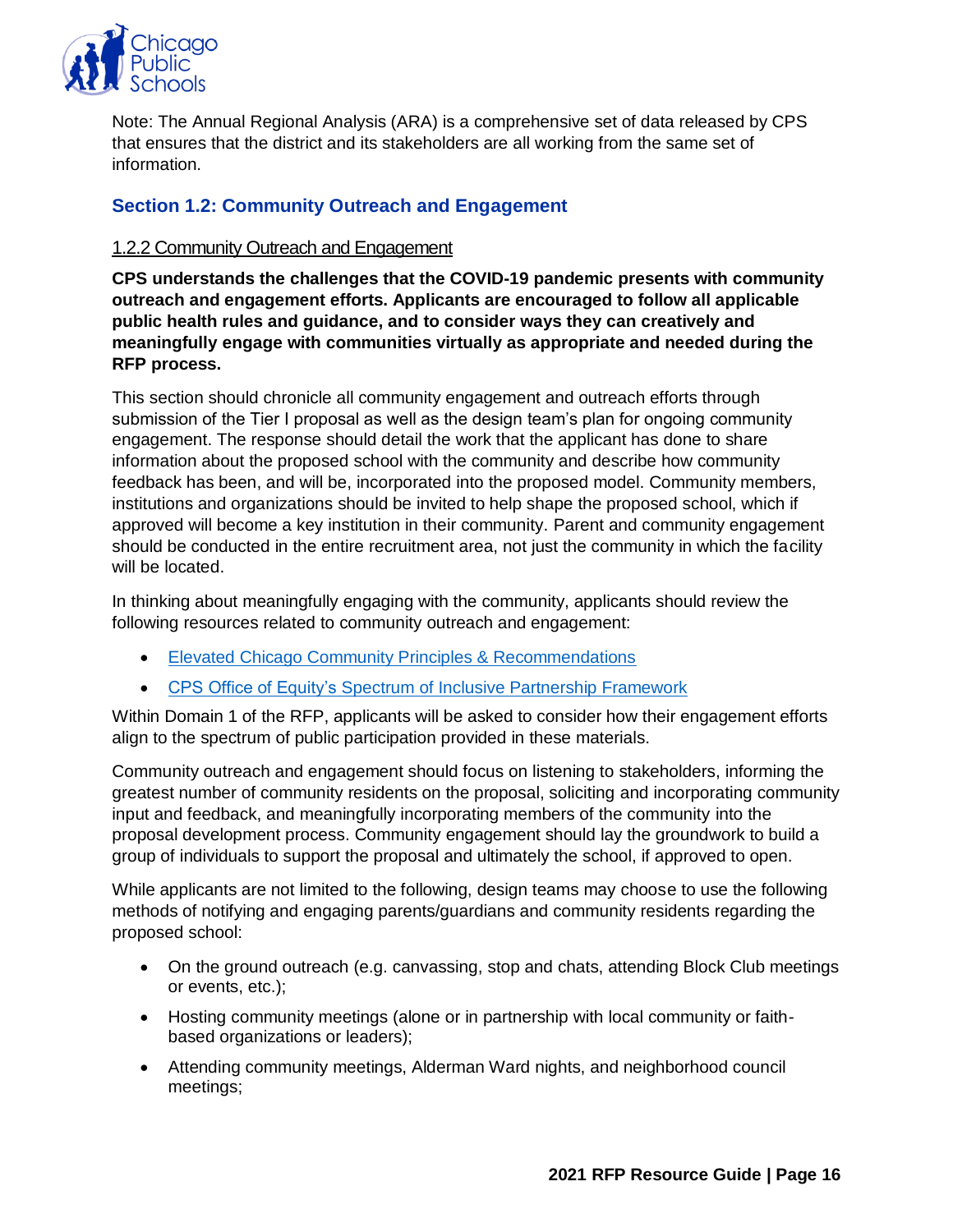Note: The Annual Regional Analysis (ARA) is a comprehensive set of data released by CPS that ensures that the district and its stakeholders are all working from the same set of information.

## Section 1.2: Community Outreach and Engagement

### 1.2.2 Community Outreach and Engagement

**CPS understands the challenges that the COVID-19 pandemic presents with community outreach and engagement efforts. Applicants are encouraged to follow all applicable public health rules and guidance, and to consider ways they can creatively and meaningfully engage with communities virtually as appropriate and needed during the RFP process.**

This section should chronicle all community engagement and outreach efforts through submission of the Tier I proposal as well as the design team's plan for ongoing community engagement. The response should detail the work that the applicant has done to share information about the proposed school with the community and describe how community feedback has been, and will be, incorporated into the proposed model. Community members, institutions and organizations should be invited to help shape the proposed school, which if approved will become a key institution in their community. Parent and community engagement should be conducted in the entire recruitment area, not just the community in which the facility will be located.

In thinking about meaningfully engaging with the community, applicants should review the following resources related to community outreach and engagement:

- Elevated Chicago Community Principles & Recommendations
- CPS Office of Equity's Spectrum of Inclusive Partnership Framework

Within Domain 1 of the RFP, applicants will be asked to consider how their engagement efforts align to the spectrum of public participation provided in these materials.

Community outreach and engagement should focus on listening to stakeholders, informing the greatest number of community residents on the proposal, soliciting and incorporating community input and feedback, and meaningfully incorporating members of the community into the proposal development process. Community engagement should lay the groundwork to build a group of individuals to support the proposal and ultimately the school, if approved to open.

While applicants are not limited to the following, design teams may choose to use the following methods of notifying and engaging parents/guardians and community residents regarding the proposed school:

- On the ground outreach (e.g. canvassing, stop and chats, attending Block Club meetings or events, etc.);
- Hosting community meetings (alone or in partnership with local community or faith-based organizations or leaders);
- Attending community meetings, Alderman Ward nights, and neighborhood council meetings;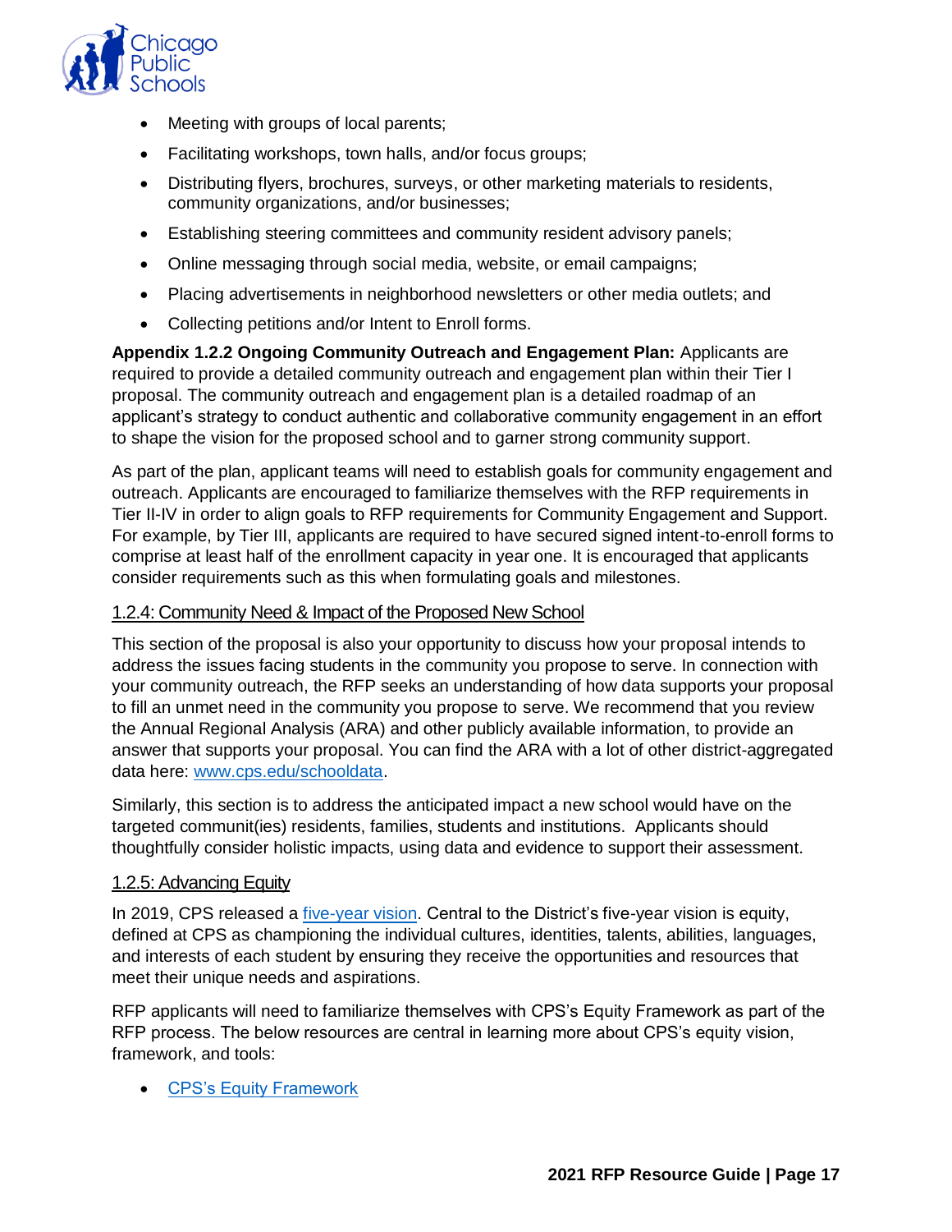- Meeting with groups of local parents;
- Facilitating workshops, town halls, and/or focus groups;
- Distributing flyers, brochures, surveys, or other marketing materials to residents, community organizations, and/or businesses;
- Establishing steering committees and community resident advisory panels;
- Online messaging through social media, website, or email campaigns;
- Placing advertisements in neighborhood newsletters or other media outlets; and
- Collecting petitions and/or Intent to Enroll forms.

**Appendix 1.2.2 Ongoing Community Outreach and Engagement Plan:** Applicants are required to provide a detailed community outreach and engagement plan within their Tier I proposal. The community outreach and engagement plan is a detailed roadmap of an applicant's strategy to conduct authentic and collaborative community engagement in an effort to shape the vision for the proposed school and to garner strong community support.

As part of the plan, applicant teams will need to establish goals for community engagement and outreach. Applicants are encouraged to familiarize themselves with the RFP requirements in Tier II-IV in order to align goals to RFP requirements for Community Engagement and Support. For example, by Tier III, applicants are required to have secured signed intent-to-enroll forms to comprise at least half of the enrollment capacity in year one. It is encouraged that applicants consider requirements such as this when formulating goals and milestones.

## 1.2.4: Community Need & Impact of the Proposed New School

This section of the proposal is also your opportunity to discuss how your proposal intends to address the issues facing students in the community you propose to serve. In connection with your community outreach, the RFP seeks an understanding of how data supports your proposal to fill an unmet need in the community you propose to serve. We recommend that you review the Annual Regional Analysis (ARA) and other publicly available information, to provide an answer that supports your proposal. You can find the ARA with a lot of other district-aggregated data here: [www.cps.edu/schooldata](www.cps.edu/schooldata).

Similarly, this section is to address the anticipated impact a new school would have on the targeted communit(ies) residents, families, students and institutions. Applicants should thoughtfully consider holistic impacts, using data and evidence to support their assessment.

## 1.2.5: Advancing Equity

In 2019, CPS released a five-year vision. Central to the District's five-year vision is equity, defined at CPS as championing the individual cultures, identities, talents, abilities, languages, and interests of each student by ensuring they receive the opportunities and resources that meet their unique needs and aspirations.

RFP applicants will need to familiarize themselves with CPS's Equity Framework as part of the RFP process. The below resources are central in learning more about CPS's equity vision, framework, and tools:

- CPS's Equity Framework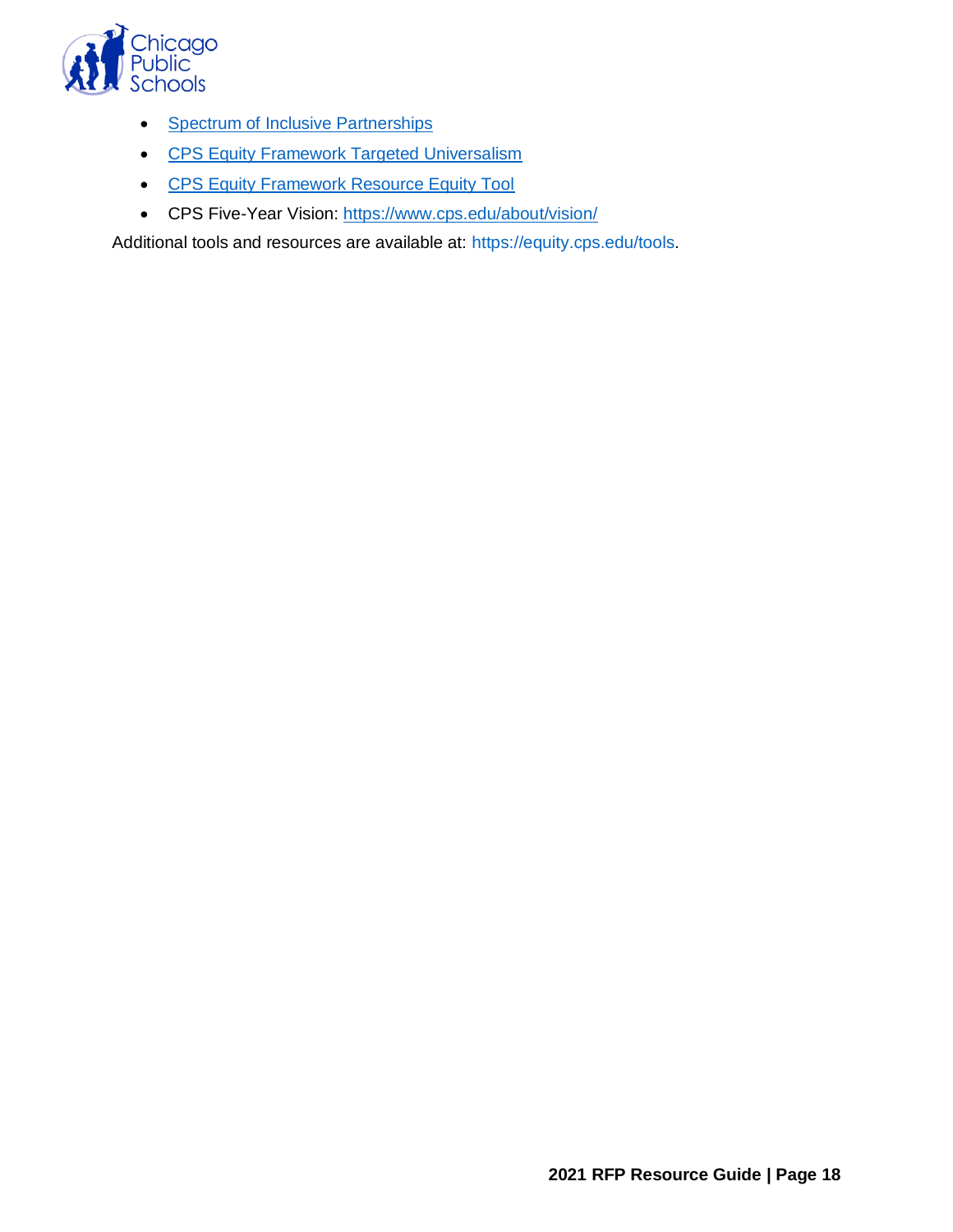- Spectrum of Inclusive Partnerships
- CPS Equity Framework Targeted Universalism
- CPS Equity Framework Resource Equity Tool
- CPS Five-Year Vision: https://www.cps.edu/about/vision/

Additional tools and resources are available at: https://equity.cps.edu/tools.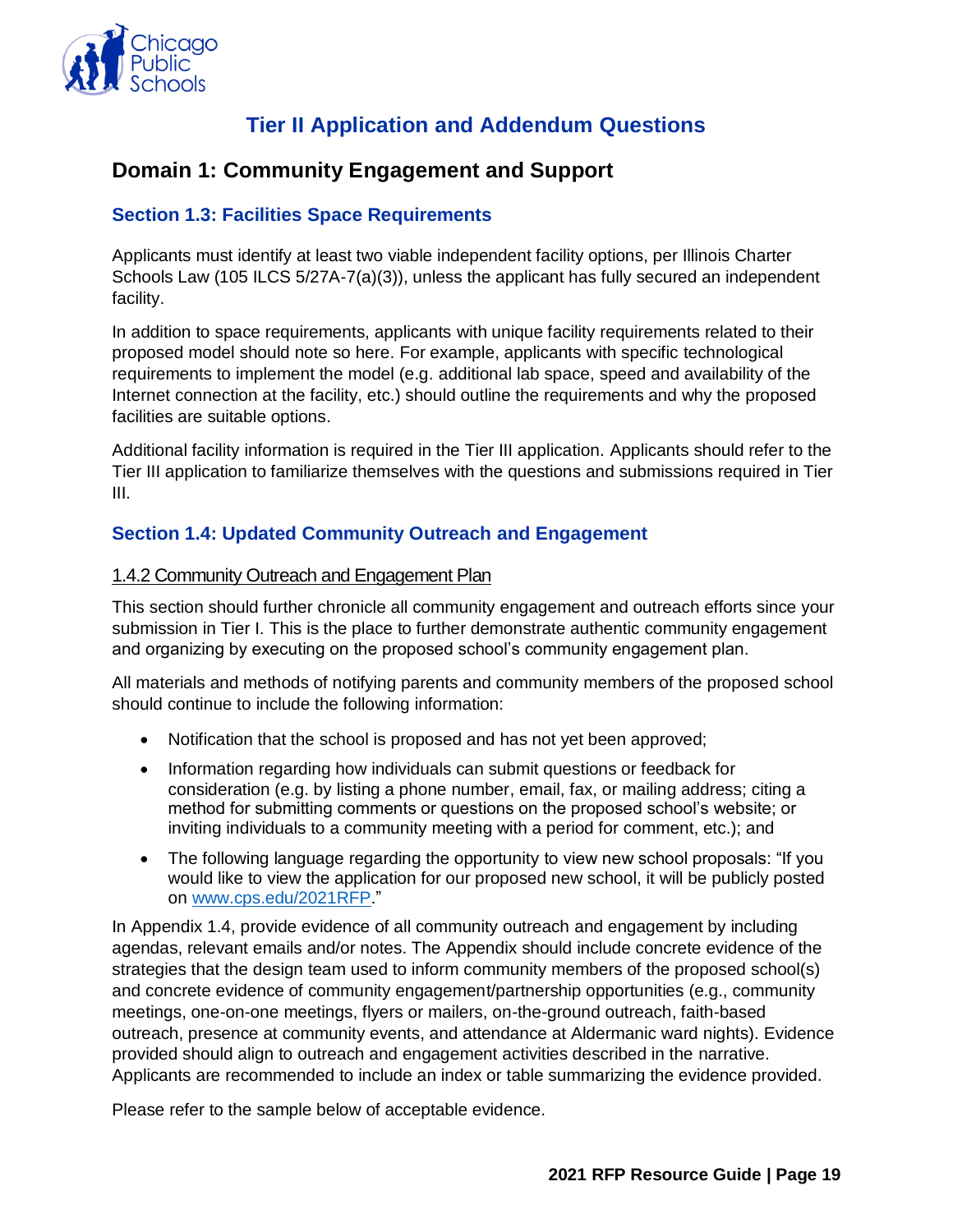# Tier II Application and Addendum Questions

## Domain 1: Community Engagement and Support

### Section 1.3: Facilities Space Requirements

Applicants must identify at least two viable independent facility options, per Illinois Charter Schools Law (105 ILCS 5/27A-7(a)(3)), unless the applicant has fully secured an independent facility.

In addition to space requirements, applicants with unique facility requirements related to their proposed model should note so here. For example, applicants with specific technological requirements to implement the model (e.g. additional lab space, speed and availability of the Internet connection at the facility, etc.) should outline the requirements and why the proposed facilities are suitable options.

Additional facility information is required in the Tier III application. Applicants should refer to the Tier III application to familiarize themselves with the questions and submissions required in Tier III.

### Section 1.4: Updated Community Outreach and Engagement

#### 1.4.2 Community Outreach and Engagement Plan

This section should further chronicle all community engagement and outreach efforts since your submission in Tier I. This is the place to further demonstrate authentic community engagement and organizing by executing on the proposed school's community engagement plan.

All materials and methods of notifying parents and community members of the proposed school should continue to include the following information:

- Notification that the school is proposed and has not yet been approved;
- Information regarding how individuals can submit questions or feedback for consideration (e.g. by listing a phone number, email, fax, or mailing address; citing a method for submitting comments or questions on the proposed school's website; or inviting individuals to a community meeting with a period for comment, etc.); and
- The following language regarding the opportunity to view new school proposals: "If you would like to view the application for our proposed new school, it will be publicly posted on www.cps.edu/2021RFP."

In Appendix 1.4, provide evidence of all community outreach and engagement by including agendas, relevant emails and/or notes. The Appendix should include concrete evidence of the strategies that the design team used to inform community members of the proposed school(s) and concrete evidence of community engagement/partnership opportunities (e.g., community meetings, one-on-one meetings, flyers or mailers, on-the-ground outreach, faith-based outreach, presence at community events, and attendance at Aldermanic ward nights). Evidence provided should align to outreach and engagement activities described in the narrative. Applicants are recommended to include an index or table summarizing the evidence provided.

Please refer to the sample below of acceptable evidence.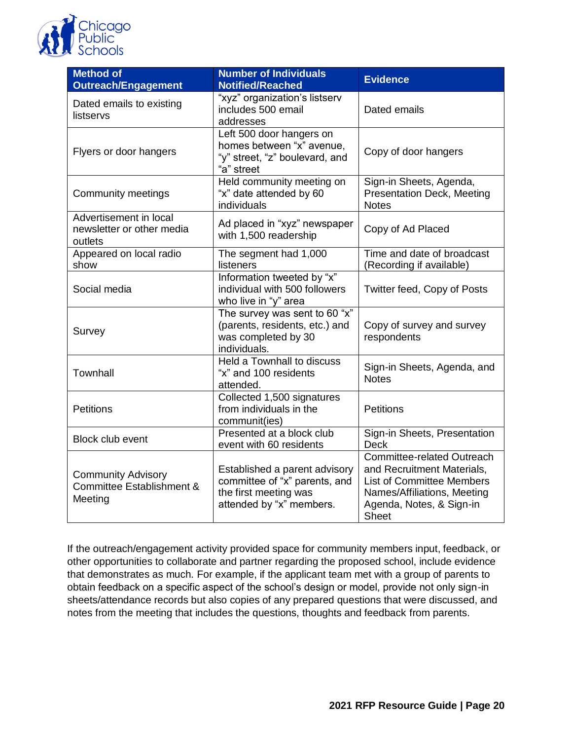| Method of Outreach/Engagement | Number of Individuals Notified/Reached | Evidence |
|---|---|---|
| Dated emails to existing listservs | "xyz" organization's listserv includes 500 email addresses | Dated emails |
| Flyers or door hangers | Left 500 door hangers on homes between "x" avenue, "y" street, "z" boulevard, and "a" street | Copy of door hangers |
| Community meetings | Held community meeting on "x" date attended by 60 individuals | Sign-in Sheets, Agenda, Presentation Deck, Meeting Notes |
| Advertisement in local newsletter or other media outlets | Ad placed in "xyz" newspaper with 1,500 readership | Copy of Ad Placed |
| Appeared on local radio show | The segment had 1,000 listeners | Time and date of broadcast (Recording if available) |
| Social media | Information tweeted by "x" individual with 500 followers who live in "y" area | Twitter feed, Copy of Posts |
| Survey | The survey was sent to 60 "x" (parents, residents, etc.) and was completed by 30 individuals. | Copy of survey and survey respondents |
| Townhall | Held a Townhall to discuss "x" and 100 residents attended. | Sign-in Sheets, Agenda, and Notes |
| Petitions | Collected 1,500 signatures from individuals in the communit(ies) | Petitions |
| Block club event | Presented at a block club event with 60 residents | Sign-in Sheets, Presentation Deck |
| Community Advisory Committee Establishment & Meeting | Established a parent advisory committee of "x" parents, and the first meeting was attended by "x" members. | Committee-related Outreach and Recruitment Materials, List of Committee Members Names/Affiliations, Meeting Agenda, Notes, & Sign-in Sheet |

If the outreach/engagement activity provided space for community members input, feedback, or other opportunities to collaborate and partner regarding the proposed school, include evidence that demonstrates as much. For example, if the applicant team met with a group of parents to obtain feedback on a specific aspect of the school's design or model, provide not only sign-in sheets/attendance records but also copies of any prepared questions that were discussed, and notes from the meeting that includes the questions, thoughts and feedback from parents.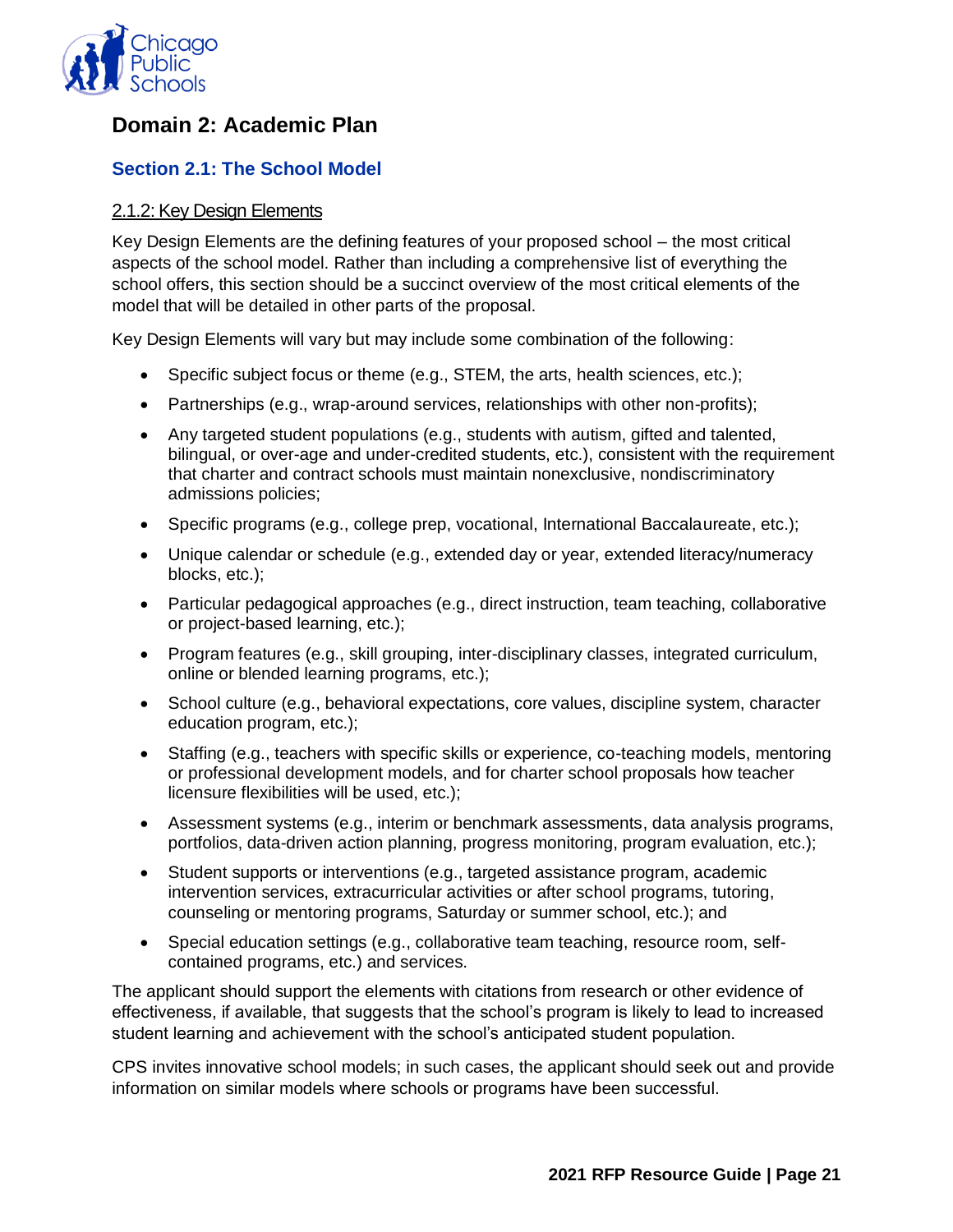# Domain 2: Academic Plan

## Section 2.1: The School Model

### 2.1.2: Key Design Elements

Key Design Elements are the defining features of your proposed school – the most critical aspects of the school model. Rather than including a comprehensive list of everything the school offers, this section should be a succinct overview of the most critical elements of the model that will be detailed in other parts of the proposal.

Key Design Elements will vary but may include some combination of the following:

- Specific subject focus or theme (e.g., STEM, the arts, health sciences, etc.);
- Partnerships (e.g., wrap-around services, relationships with other non-profits);
- Any targeted student populations (e.g., students with autism, gifted and talented, bilingual, or over-age and under-credited students, etc.), consistent with the requirement that charter and contract schools must maintain nonexclusive, nondiscriminatory admissions policies;
- Specific programs (e.g., college prep, vocational, International Baccalaureate, etc.);
- Unique calendar or schedule (e.g., extended day or year, extended literacy/numeracy blocks, etc.);
- Particular pedagogical approaches (e.g., direct instruction, team teaching, collaborative or project-based learning, etc.);
- Program features (e.g., skill grouping, inter-disciplinary classes, integrated curriculum, online or blended learning programs, etc.);
- School culture (e.g., behavioral expectations, core values, discipline system, character education program, etc.);
- Staffing (e.g., teachers with specific skills or experience, co-teaching models, mentoring or professional development models, and for charter school proposals how teacher licensure flexibilities will be used, etc.);
- Assessment systems (e.g., interim or benchmark assessments, data analysis programs, portfolios, data-driven action planning, progress monitoring, program evaluation, etc.);
- Student supports or interventions (e.g., targeted assistance program, academic intervention services, extracurricular activities or after school programs, tutoring, counseling or mentoring programs, Saturday or summer school, etc.); and
- Special education settings (e.g., collaborative team teaching, resource room, self-contained programs, etc.) and services.

The applicant should support the elements with citations from research or other evidence of effectiveness, if available, that suggests that the school's program is likely to lead to increased student learning and achievement with the school's anticipated student population.

CPS invites innovative school models; in such cases, the applicant should seek out and provide information on similar models where schools or programs have been successful.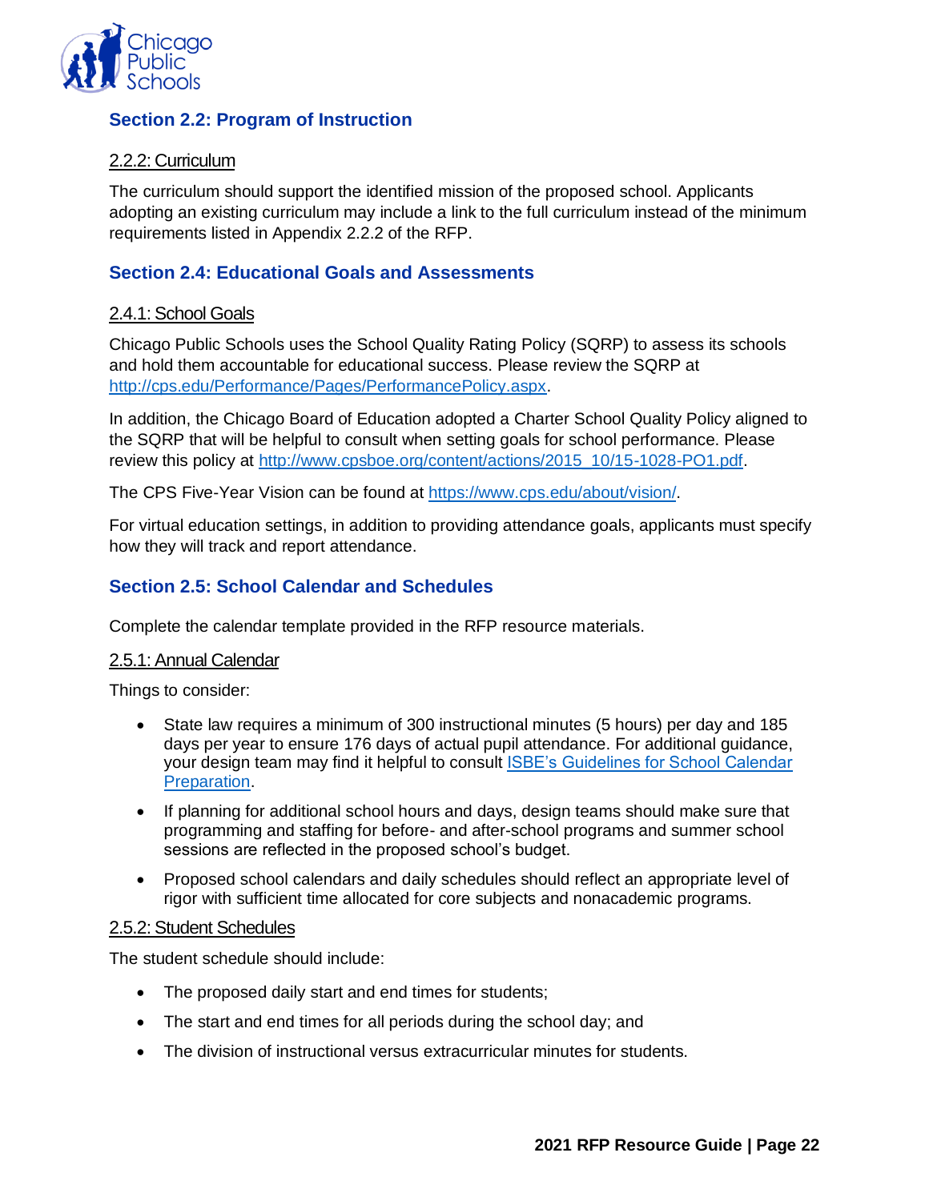## Section 2.2: Program of Instruction

### 2.2.2: Curriculum

The curriculum should support the identified mission of the proposed school. Applicants adopting an existing curriculum may include a link to the full curriculum instead of the minimum requirements listed in Appendix 2.2.2 of the RFP.

## Section 2.4: Educational Goals and Assessments

### 2.4.1: School Goals

Chicago Public Schools uses the School Quality Rating Policy (SQRP) to assess its schools and hold them accountable for educational success. Please review the SQRP at [http://cps.edu/Performance/Pages/PerformancePolicy.aspx](http://cps.edu/Performance/Pages/PerformancePolicy.aspx).

In addition, the Chicago Board of Education adopted a Charter School Quality Policy aligned to the SQRP that will be helpful to consult when setting goals for school performance. Please review this policy at [http://www.cpsboe.org/content/actions/2015_10/15-1028-PO1.pdf](http://www.cpsboe.org/content/actions/2015_10/15-1028-PO1.pdf).

The CPS Five-Year Vision can be found at [https://www.cps.edu/about/vision/](https://www.cps.edu/about/vision/).

For virtual education settings, in addition to providing attendance goals, applicants must specify how they will track and report attendance.

## Section 2.5: School Calendar and Schedules

Complete the calendar template provided in the RFP resource materials.

### 2.5.1: Annual Calendar

Things to consider:

- State law requires a minimum of 300 instructional minutes (5 hours) per day and 185 days per year to ensure 176 days of actual pupil attendance. For additional guidance, your design team may find it helpful to consult ISBE's Guidelines for School Calendar Preparation.
- If planning for additional school hours and days, design teams should make sure that programming and staffing for before- and after-school programs and summer school sessions are reflected in the proposed school's budget.
- Proposed school calendars and daily schedules should reflect an appropriate level of rigor with sufficient time allocated for core subjects and nonacademic programs.

### 2.5.2: Student Schedules

The student schedule should include:

- The proposed daily start and end times for students;
- The start and end times for all periods during the school day; and
- The division of instructional versus extracurricular minutes for students.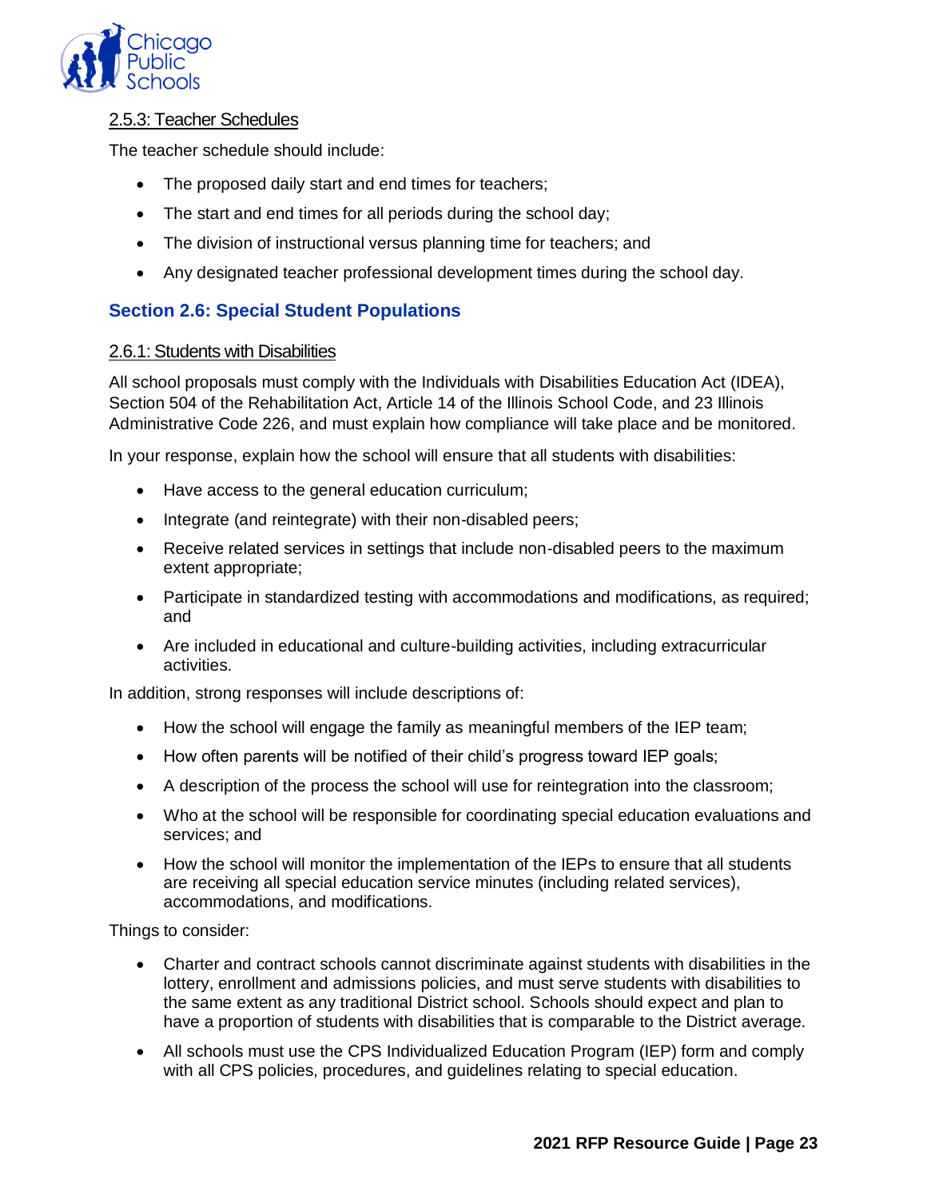#### 2.5.3: Teacher Schedules

The teacher schedule should include:

- The proposed daily start and end times for teachers;
- The start and end times for all periods during the school day;
- The division of instructional versus planning time for teachers; and
- Any designated teacher professional development times during the school day.

### Section 2.6: Special Student Populations

#### 2.6.1: Students with Disabilities

All school proposals must comply with the Individuals with Disabilities Education Act (IDEA), Section 504 of the Rehabilitation Act, Article 14 of the Illinois School Code, and 23 Illinois Administrative Code 226, and must explain how compliance will take place and be monitored.

In your response, explain how the school will ensure that all students with disabilities:

- Have access to the general education curriculum;
- Integrate (and reintegrate) with their non-disabled peers;
- Receive related services in settings that include non-disabled peers to the maximum extent appropriate;
- Participate in standardized testing with accommodations and modifications, as required; and
- Are included in educational and culture-building activities, including extracurricular activities.

In addition, strong responses will include descriptions of:

- How the school will engage the family as meaningful members of the IEP team;
- How often parents will be notified of their child's progress toward IEP goals;
- A description of the process the school will use for reintegration into the classroom;
- Who at the school will be responsible for coordinating special education evaluations and services; and
- How the school will monitor the implementation of the IEPs to ensure that all students are receiving all special education service minutes (including related services), accommodations, and modifications.

Things to consider:

- Charter and contract schools cannot discriminate against students with disabilities in the lottery, enrollment and admissions policies, and must serve students with disabilities to the same extent as any traditional District school. Schools should expect and plan to have a proportion of students with disabilities that is comparable to the District average.
- All schools must use the CPS Individualized Education Program (IEP) form and comply with all CPS policies, procedures, and guidelines relating to special education.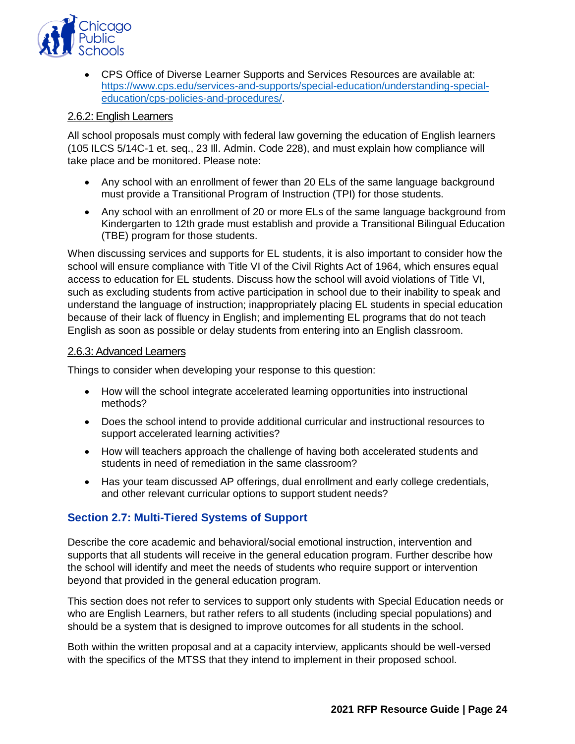- CPS Office of Diverse Learner Supports and Services Resources are available at: [https://www.cps.edu/services-and-supports/special-education/understanding-special-education/cps-policies-and-procedures/](https://www.cps.edu/services-and-supports/special-education/understanding-special-education/cps-policies-and-procedures/).

#### 2.6.2: English Learners

All school proposals must comply with federal law governing the education of English learners (105 ILCS 5/14C-1 et. seq., 23 Ill. Admin. Code 228), and must explain how compliance will take place and be monitored. Please note:

- Any school with an enrollment of fewer than 20 ELs of the same language background must provide a Transitional Program of Instruction (TPI) for those students.
- Any school with an enrollment of 20 or more ELs of the same language background from Kindergarten to 12th grade must establish and provide a Transitional Bilingual Education (TBE) program for those students.

When discussing services and supports for EL students, it is also important to consider how the school will ensure compliance with Title VI of the Civil Rights Act of 1964, which ensures equal access to education for EL students. Discuss how the school will avoid violations of Title VI, such as excluding students from active participation in school due to their inability to speak and understand the language of instruction; inappropriately placing EL students in special education because of their lack of fluency in English; and implementing EL programs that do not teach English as soon as possible or delay students from entering into an English classroom.

#### 2.6.3: Advanced Learners

Things to consider when developing your response to this question:

- How will the school integrate accelerated learning opportunities into instructional methods?
- Does the school intend to provide additional curricular and instructional resources to support accelerated learning activities?
- How will teachers approach the challenge of having both accelerated students and students in need of remediation in the same classroom?
- Has your team discussed AP offerings, dual enrollment and early college credentials, and other relevant curricular options to support student needs?

### Section 2.7: Multi-Tiered Systems of Support

Describe the core academic and behavioral/social emotional instruction, intervention and supports that all students will receive in the general education program. Further describe how the school will identify and meet the needs of students who require support or intervention beyond that provided in the general education program.

This section does not refer to services to support only students with Special Education needs or who are English Learners, but rather refers to all students (including special populations) and should be a system that is designed to improve outcomes for all students in the school.

Both within the written proposal and at a capacity interview, applicants should be well-versed with the specifics of the MTSS that they intend to implement in their proposed school.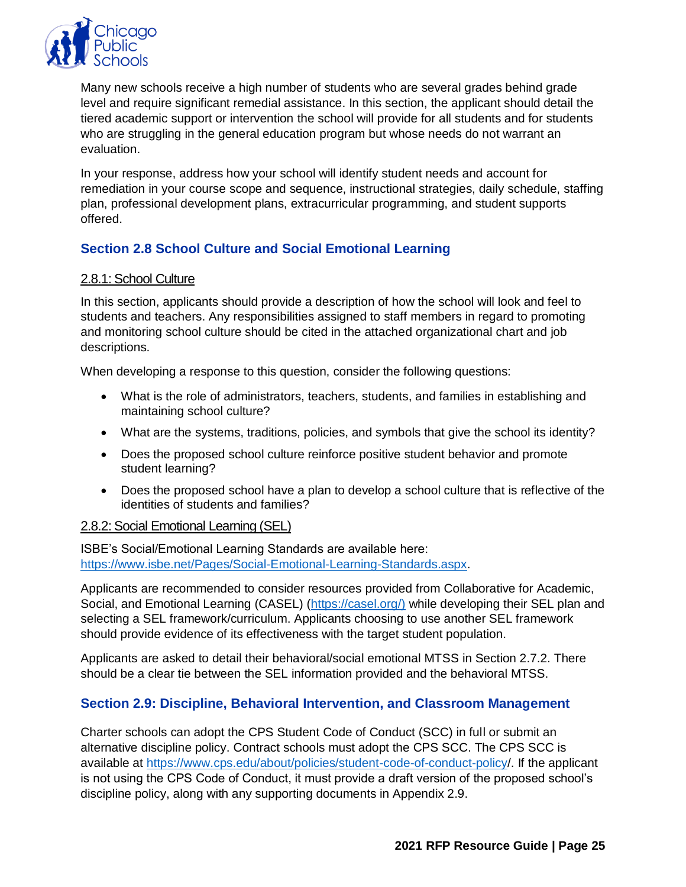Many new schools receive a high number of students who are several grades behind grade level and require significant remedial assistance. In this section, the applicant should detail the tiered academic support or intervention the school will provide for all students and for students who are struggling in the general education program but whose needs do not warrant an evaluation.

In your response, address how your school will identify student needs and account for remediation in your course scope and sequence, instructional strategies, daily schedule, staffing plan, professional development plans, extracurricular programming, and student supports offered.

## Section 2.8 School Culture and Social Emotional Learning

### 2.8.1: School Culture

In this section, applicants should provide a description of how the school will look and feel to students and teachers. Any responsibilities assigned to staff members in regard to promoting and monitoring school culture should be cited in the attached organizational chart and job descriptions.

When developing a response to this question, consider the following questions:

- What is the role of administrators, teachers, students, and families in establishing and maintaining school culture?
- What are the systems, traditions, policies, and symbols that give the school its identity?
- Does the proposed school culture reinforce positive student behavior and promote student learning?
- Does the proposed school have a plan to develop a school culture that is reflective of the identities of students and families?

### 2.8.2: Social Emotional Learning (SEL)

ISBE's Social/Emotional Learning Standards are available here: https://www.isbe.net/Pages/Social-Emotional-Learning-Standards.aspx.

Applicants are recommended to consider resources provided from Collaborative for Academic, Social, and Emotional Learning (CASEL) (https://casel.org/) while developing their SEL plan and selecting a SEL framework/curriculum. Applicants choosing to use another SEL framework should provide evidence of its effectiveness with the target student population.

Applicants are asked to detail their behavioral/social emotional MTSS in Section 2.7.2. There should be a clear tie between the SEL information provided and the behavioral MTSS.

## Section 2.9: Discipline, Behavioral Intervention, and Classroom Management

Charter schools can adopt the CPS Student Code of Conduct (SCC) in full or submit an alternative discipline policy. Contract schools must adopt the CPS SCC. The CPS SCC is available at https://www.cps.edu/about/policies/student-code-of-conduct-policy/. If the applicant is not using the CPS Code of Conduct, it must provide a draft version of the proposed school's discipline policy, along with any supporting documents in Appendix 2.9.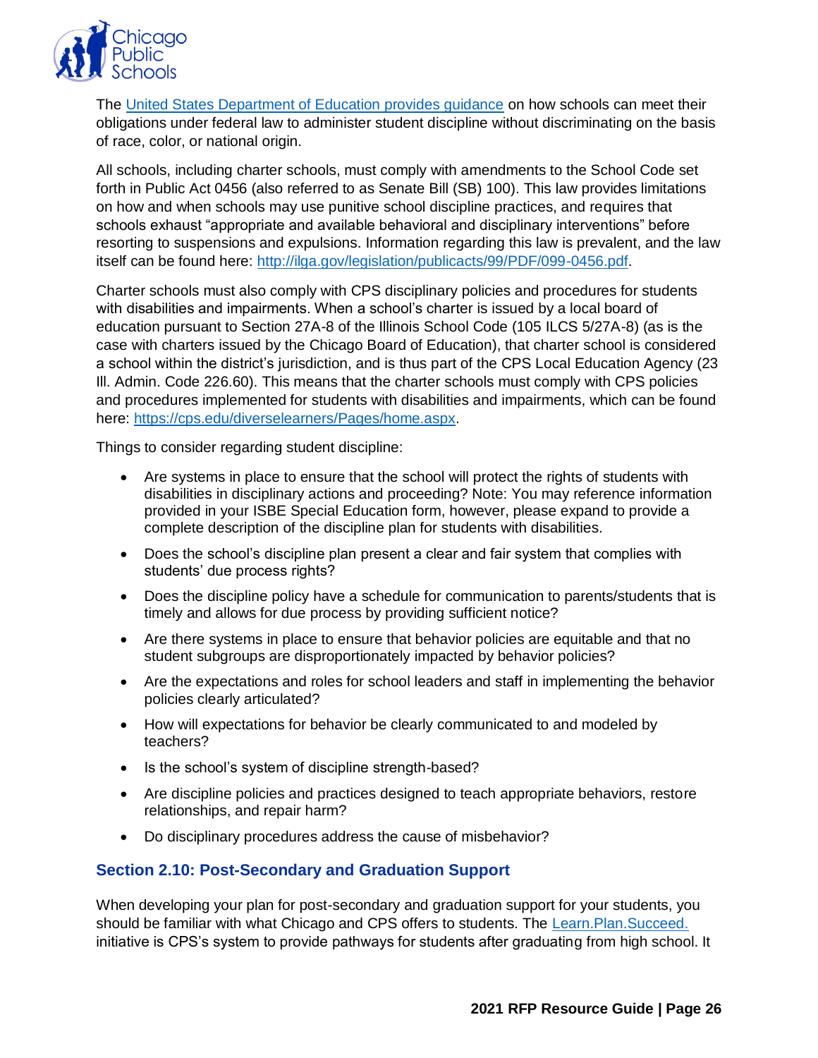The [United States Department of Education provides guidance](#) on how schools can meet their obligations under federal law to administer student discipline without discriminating on the basis of race, color, or national origin.

All schools, including charter schools, must comply with amendments to the School Code set forth in Public Act 0456 (also referred to as Senate Bill (SB) 100). This law provides limitations on how and when schools may use punitive school discipline practices, and requires that schools exhaust "appropriate and available behavioral and disciplinary interventions" before resorting to suspensions and expulsions. Information regarding this law is prevalent, and the law itself can be found here: http://ilga.gov/legislation/publicacts/99/PDF/099-0456.pdf.

Charter schools must also comply with CPS disciplinary policies and procedures for students with disabilities and impairments. When a school's charter is issued by a local board of education pursuant to Section 27A-8 of the Illinois School Code (105 ILCS 5/27A-8) (as is the case with charters issued by the Chicago Board of Education), that charter school is considered a school within the district's jurisdiction, and is thus part of the CPS Local Education Agency (23 Ill. Admin. Code 226.60). This means that the charter schools must comply with CPS policies and procedures implemented for students with disabilities and impairments, which can be found here: https://cps.edu/diverselearners/Pages/home.aspx.

Things to consider regarding student discipline:

- Are systems in place to ensure that the school will protect the rights of students with disabilities in disciplinary actions and proceeding? Note: You may reference information provided in your ISBE Special Education form, however, please expand to provide a complete description of the discipline plan for students with disabilities.
- Does the school's discipline plan present a clear and fair system that complies with students' due process rights?
- Does the discipline policy have a schedule for communication to parents/students that is timely and allows for due process by providing sufficient notice?
- Are there systems in place to ensure that behavior policies are equitable and that no student subgroups are disproportionately impacted by behavior policies?
- Are the expectations and roles for school leaders and staff in implementing the behavior policies clearly articulated?
- How will expectations for behavior be clearly communicated to and modeled by teachers?
- Is the school's system of discipline strength-based?
- Are discipline policies and practices designed to teach appropriate behaviors, restore relationships, and repair harm?
- Do disciplinary procedures address the cause of misbehavior?

### Section 2.10: Post-Secondary and Graduation Support

When developing your plan for post-secondary and graduation support for your students, you should be familiar with what Chicago and CPS offers to students. The [Learn.Plan.Succeed.](#) initiative is CPS's system to provide pathways for students after graduating from high school. It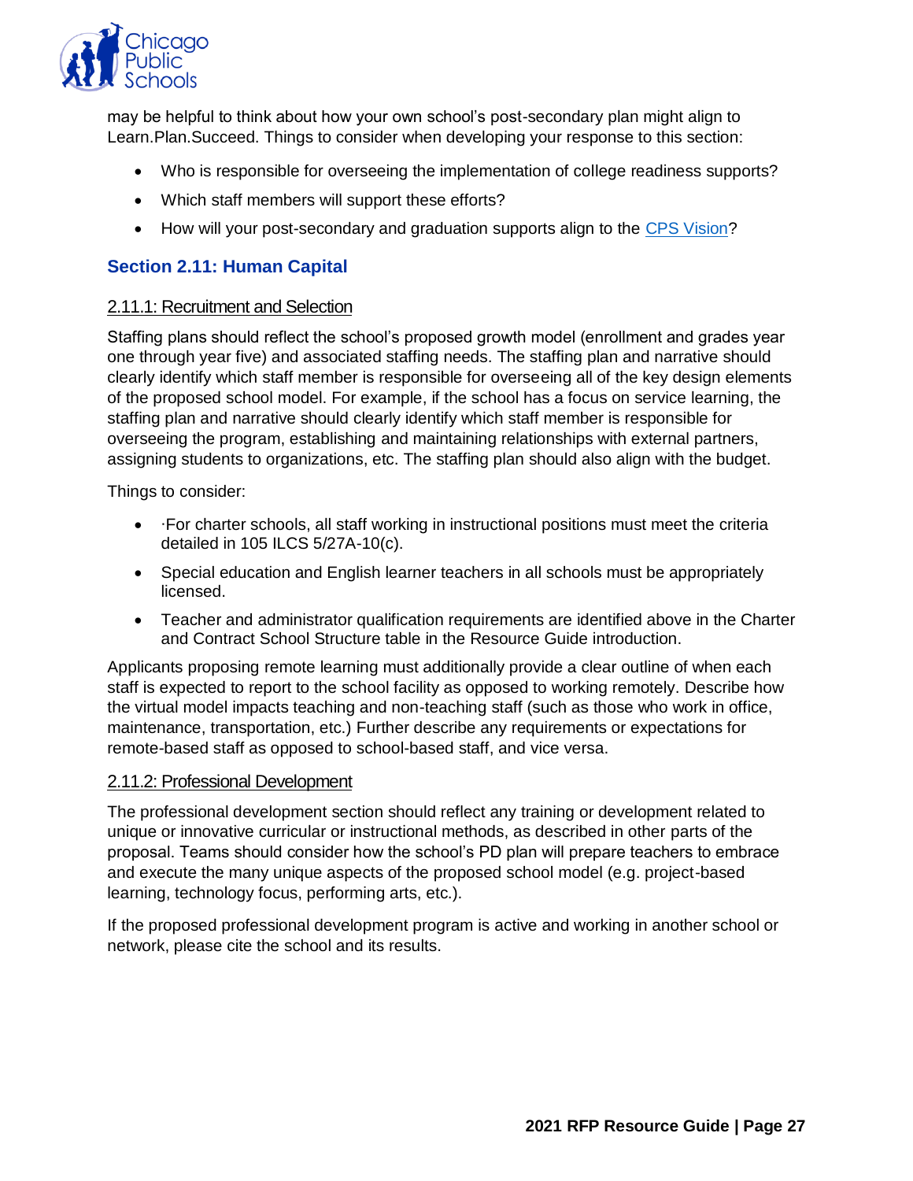may be helpful to think about how your own school's post-secondary plan might align to Learn.Plan.Succeed. Things to consider when developing your response to this section:

- Who is responsible for overseeing the implementation of college readiness supports?
- Which staff members will support these efforts?
- How will your post-secondary and graduation supports align to the [CPS Vision](CPS Vision)?

## Section 2.11: Human Capital

### 2.11.1: Recruitment and Selection

Staffing plans should reflect the school's proposed growth model (enrollment and grades year one through year five) and associated staffing needs. The staffing plan and narrative should clearly identify which staff member is responsible for overseeing all of the key design elements of the proposed school model. For example, if the school has a focus on service learning, the staffing plan and narrative should clearly identify which staff member is responsible for overseeing the program, establishing and maintaining relationships with external partners, assigning students to organizations, etc. The staffing plan should also align with the budget.

Things to consider:

- ·For charter schools, all staff working in instructional positions must meet the criteria detailed in 105 ILCS 5/27A-10(c).
- Special education and English learner teachers in all schools must be appropriately licensed.
- Teacher and administrator qualification requirements are identified above in the Charter and Contract School Structure table in the Resource Guide introduction.

Applicants proposing remote learning must additionally provide a clear outline of when each staff is expected to report to the school facility as opposed to working remotely. Describe how the virtual model impacts teaching and non-teaching staff (such as those who work in office, maintenance, transportation, etc.) Further describe any requirements or expectations for remote-based staff as opposed to school-based staff, and vice versa.

### 2.11.2: Professional Development

The professional development section should reflect any training or development related to unique or innovative curricular or instructional methods, as described in other parts of the proposal. Teams should consider how the school's PD plan will prepare teachers to embrace and execute the many unique aspects of the proposed school model (e.g. project-based learning, technology focus, performing arts, etc.).

If the proposed professional development program is active and working in another school or network, please cite the school and its results.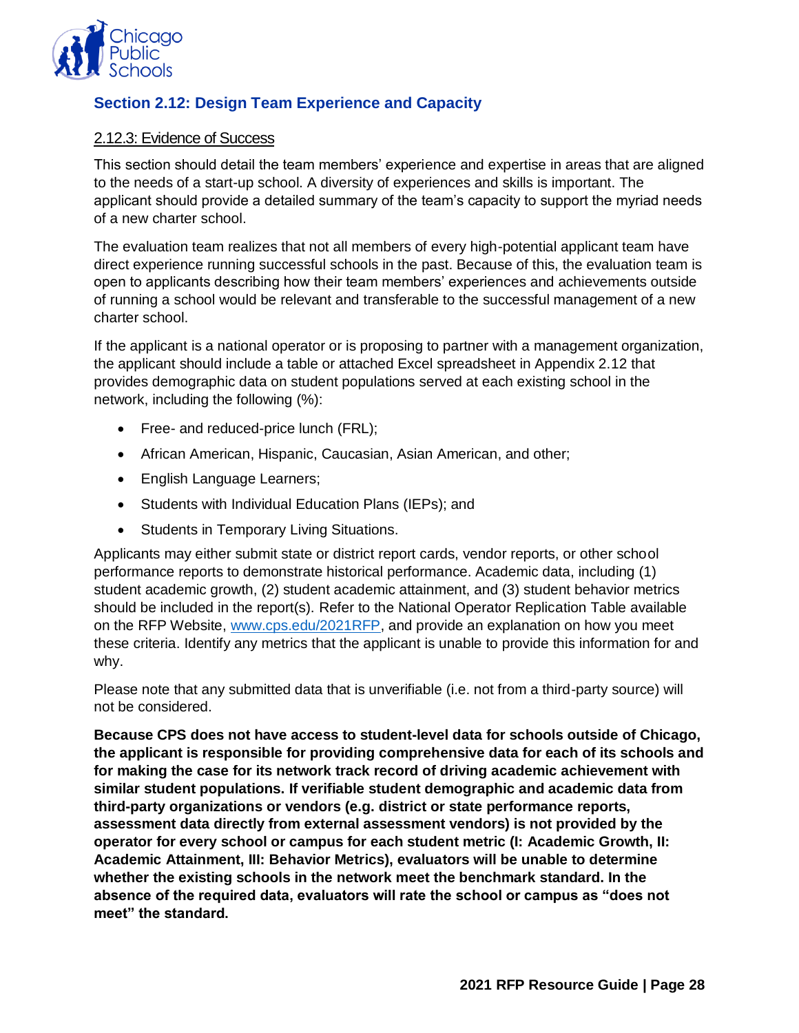## Section 2.12: Design Team Experience and Capacity

### 2.12.3: Evidence of Success

This section should detail the team members' experience and expertise in areas that are aligned to the needs of a start-up school. A diversity of experiences and skills is important. The applicant should provide a detailed summary of the team's capacity to support the myriad needs of a new charter school.

The evaluation team realizes that not all members of every high-potential applicant team have direct experience running successful schools in the past. Because of this, the evaluation team is open to applicants describing how their team members' experiences and achievements outside of running a school would be relevant and transferable to the successful management of a new charter school.

If the applicant is a national operator or is proposing to partner with a management organization, the applicant should include a table or attached Excel spreadsheet in Appendix 2.12 that provides demographic data on student populations served at each existing school in the network, including the following (%):

- Free- and reduced-price lunch (FRL);
- African American, Hispanic, Caucasian, Asian American, and other;
- English Language Learners;
- Students with Individual Education Plans (IEPs); and
- Students in Temporary Living Situations.

Applicants may either submit state or district report cards, vendor reports, or other school performance reports to demonstrate historical performance. Academic data, including (1) student academic growth, (2) student academic attainment, and (3) student behavior metrics should be included in the report(s). Refer to the National Operator Replication Table available on the RFP Website, www.cps.edu/2021RFP, and provide an explanation on how you meet these criteria. Identify any metrics that the applicant is unable to provide this information for and why.

Please note that any submitted data that is unverifiable (i.e. not from a third-party source) will not be considered.

**Because CPS does not have access to student-level data for schools outside of Chicago, the applicant is responsible for providing comprehensive data for each of its schools and for making the case for its network track record of driving academic achievement with similar student populations. If verifiable student demographic and academic data from third-party organizations or vendors (e.g. district or state performance reports, assessment data directly from external assessment vendors) is not provided by the operator for every school or campus for each student metric (I: Academic Growth, II: Academic Attainment, III: Behavior Metrics), evaluators will be unable to determine whether the existing schools in the network meet the benchmark standard. In the absence of the required data, evaluators will rate the school or campus as "does not meet" the standard.**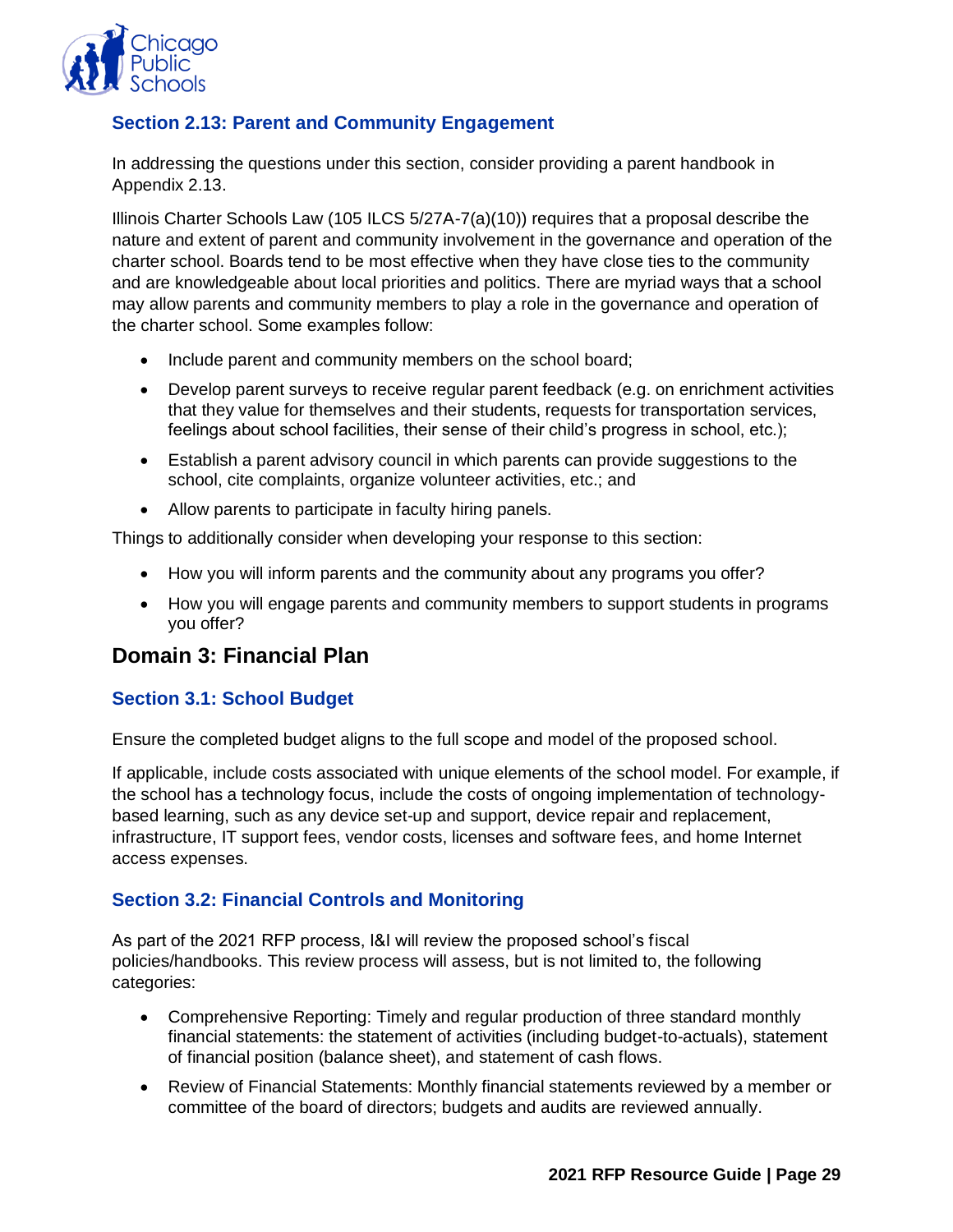### Section 2.13: Parent and Community Engagement

In addressing the questions under this section, consider providing a parent handbook in Appendix 2.13.

Illinois Charter Schools Law (105 ILCS 5/27A-7(a)(10)) requires that a proposal describe the nature and extent of parent and community involvement in the governance and operation of the charter school. Boards tend to be most effective when they have close ties to the community and are knowledgeable about local priorities and politics. There are myriad ways that a school may allow parents and community members to play a role in the governance and operation of the charter school. Some examples follow:

- Include parent and community members on the school board;
- Develop parent surveys to receive regular parent feedback (e.g. on enrichment activities that they value for themselves and their students, requests for transportation services, feelings about school facilities, their sense of their child's progress in school, etc.);
- Establish a parent advisory council in which parents can provide suggestions to the school, cite complaints, organize volunteer activities, etc.; and
- Allow parents to participate in faculty hiring panels.

Things to additionally consider when developing your response to this section:

- How you will inform parents and the community about any programs you offer?
- How you will engage parents and community members to support students in programs you offer?

## Domain 3: Financial Plan

### Section 3.1: School Budget

Ensure the completed budget aligns to the full scope and model of the proposed school.

If applicable, include costs associated with unique elements of the school model. For example, if the school has a technology focus, include the costs of ongoing implementation of technology-based learning, such as any device set-up and support, device repair and replacement, infrastructure, IT support fees, vendor costs, licenses and software fees, and home Internet access expenses.

### Section 3.2: Financial Controls and Monitoring

As part of the 2021 RFP process, I&I will review the proposed school's fiscal policies/handbooks. This review process will assess, but is not limited to, the following categories:

- Comprehensive Reporting: Timely and regular production of three standard monthly financial statements: the statement of activities (including budget-to-actuals), statement of financial position (balance sheet), and statement of cash flows.
- Review of Financial Statements: Monthly financial statements reviewed by a member or committee of the board of directors; budgets and audits are reviewed annually.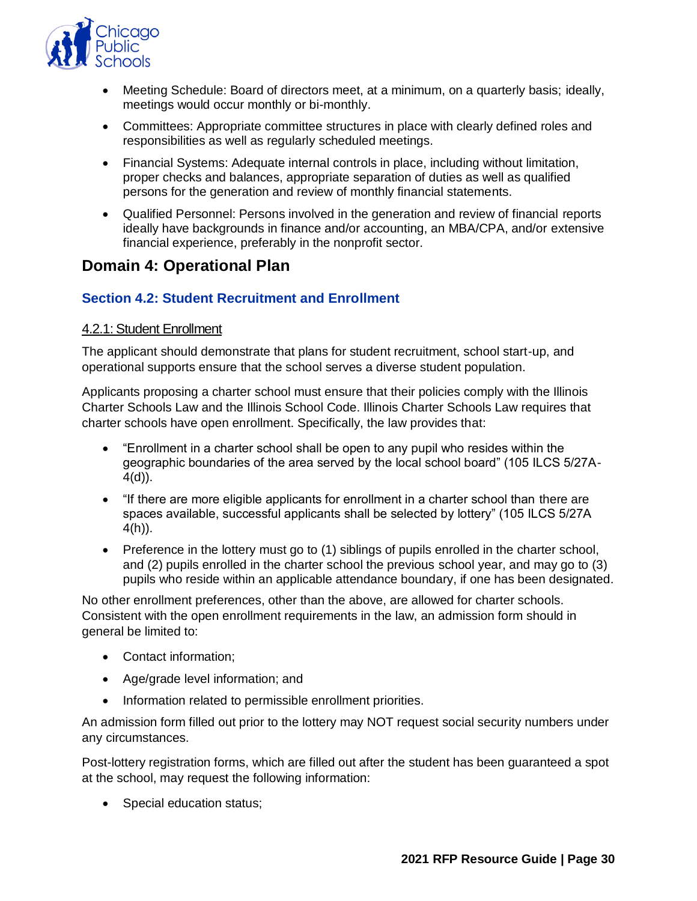- Meeting Schedule: Board of directors meet, at a minimum, on a quarterly basis; ideally, meetings would occur monthly or bi-monthly.
- Committees: Appropriate committee structures in place with clearly defined roles and responsibilities as well as regularly scheduled meetings.
- Financial Systems: Adequate internal controls in place, including without limitation, proper checks and balances, appropriate separation of duties as well as qualified persons for the generation and review of monthly financial statements.
- Qualified Personnel: Persons involved in the generation and review of financial reports ideally have backgrounds in finance and/or accounting, an MBA/CPA, and/or extensive financial experience, preferably in the nonprofit sector.

## Domain 4: Operational Plan

### Section 4.2: Student Recruitment and Enrollment

#### 4.2.1: Student Enrollment

The applicant should demonstrate that plans for student recruitment, school start-up, and operational supports ensure that the school serves a diverse student population.

Applicants proposing a charter school must ensure that their policies comply with the Illinois Charter Schools Law and the Illinois School Code. Illinois Charter Schools Law requires that charter schools have open enrollment. Specifically, the law provides that:

- "Enrollment in a charter school shall be open to any pupil who resides within the geographic boundaries of the area served by the local school board" (105 ILCS 5/27A-4(d)).
- "If there are more eligible applicants for enrollment in a charter school than there are spaces available, successful applicants shall be selected by lottery" (105 ILCS 5/27A 4(h)).
- Preference in the lottery must go to (1) siblings of pupils enrolled in the charter school, and (2) pupils enrolled in the charter school the previous school year, and may go to (3) pupils who reside within an applicable attendance boundary, if one has been designated.

No other enrollment preferences, other than the above, are allowed for charter schools. Consistent with the open enrollment requirements in the law, an admission form should in general be limited to:

- Contact information;
- Age/grade level information; and
- Information related to permissible enrollment priorities.

An admission form filled out prior to the lottery may NOT request social security numbers under any circumstances.

Post-lottery registration forms, which are filled out after the student has been guaranteed a spot at the school, may request the following information:

- Special education status;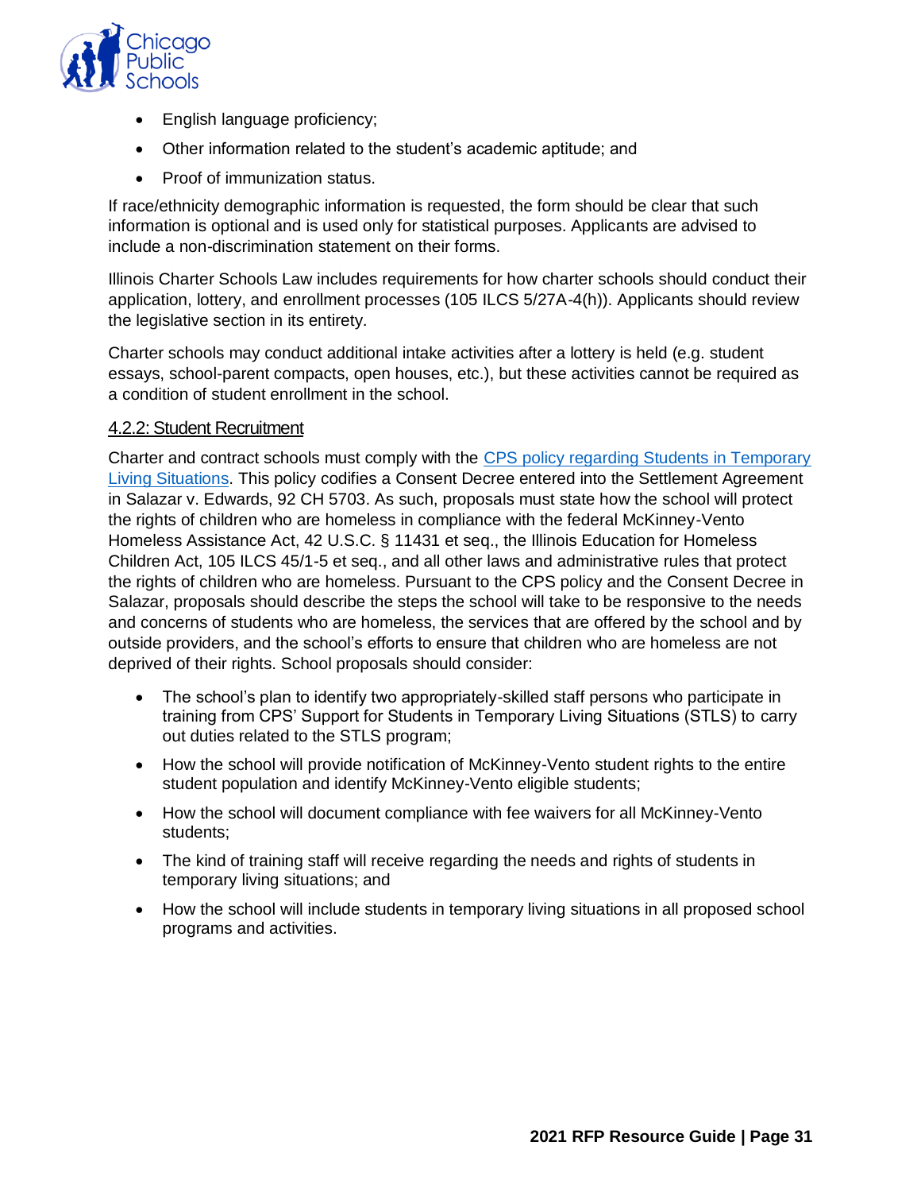- English language proficiency;
- Other information related to the student's academic aptitude; and
- Proof of immunization status.

If race/ethnicity demographic information is requested, the form should be clear that such information is optional and is used only for statistical purposes. Applicants are advised to include a non-discrimination statement on their forms.

Illinois Charter Schools Law includes requirements for how charter schools should conduct their application, lottery, and enrollment processes (105 ILCS 5/27A-4(h)). Applicants should review the legislative section in its entirety.

Charter schools may conduct additional intake activities after a lottery is held (e.g. student essays, school-parent compacts, open houses, etc.), but these activities cannot be required as a condition of student enrollment in the school.

### 4.2.2: Student Recruitment

Charter and contract schools must comply with the CPS policy regarding Students in Temporary Living Situations. This policy codifies a Consent Decree entered into the Settlement Agreement in Salazar v. Edwards, 92 CH 5703. As such, proposals must state how the school will protect the rights of children who are homeless in compliance with the federal McKinney-Vento Homeless Assistance Act, 42 U.S.C. § 11431 et seq., the Illinois Education for Homeless Children Act, 105 ILCS 45/1-5 et seq., and all other laws and administrative rules that protect the rights of children who are homeless. Pursuant to the CPS policy and the Consent Decree in Salazar, proposals should describe the steps the school will take to be responsive to the needs and concerns of students who are homeless, the services that are offered by the school and by outside providers, and the school's efforts to ensure that children who are homeless are not deprived of their rights. School proposals should consider:

- The school's plan to identify two appropriately-skilled staff persons who participate in training from CPS' Support for Students in Temporary Living Situations (STLS) to carry out duties related to the STLS program;
- How the school will provide notification of McKinney-Vento student rights to the entire student population and identify McKinney-Vento eligible students;
- How the school will document compliance with fee waivers for all McKinney-Vento students;
- The kind of training staff will receive regarding the needs and rights of students in temporary living situations; and
- How the school will include students in temporary living situations in all proposed school programs and activities.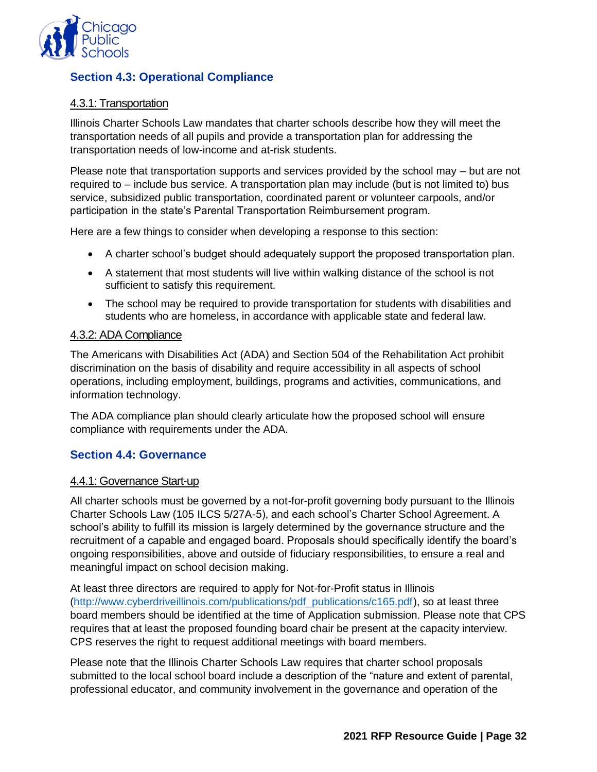## Section 4.3: Operational Compliance

### 4.3.1: Transportation

Illinois Charter Schools Law mandates that charter schools describe how they will meet the transportation needs of all pupils and provide a transportation plan for addressing the transportation needs of low-income and at-risk students.

Please note that transportation supports and services provided by the school may – but are not required to – include bus service. A transportation plan may include (but is not limited to) bus service, subsidized public transportation, coordinated parent or volunteer carpools, and/or participation in the state's Parental Transportation Reimbursement program.

Here are a few things to consider when developing a response to this section:

- A charter school's budget should adequately support the proposed transportation plan.
- A statement that most students will live within walking distance of the school is not sufficient to satisfy this requirement.
- The school may be required to provide transportation for students with disabilities and students who are homeless, in accordance with applicable state and federal law.

### 4.3.2: ADA Compliance

The Americans with Disabilities Act (ADA) and Section 504 of the Rehabilitation Act prohibit discrimination on the basis of disability and require accessibility in all aspects of school operations, including employment, buildings, programs and activities, communications, and information technology.

The ADA compliance plan should clearly articulate how the proposed school will ensure compliance with requirements under the ADA.

## Section 4.4: Governance

### 4.4.1: Governance Start-up

All charter schools must be governed by a not-for-profit governing body pursuant to the Illinois Charter Schools Law (105 ILCS 5/27A-5), and each school's Charter School Agreement. A school's ability to fulfill its mission is largely determined by the governance structure and the recruitment of a capable and engaged board. Proposals should specifically identify the board's ongoing responsibilities, above and outside of fiduciary responsibilities, to ensure a real and meaningful impact on school decision making.

At least three directors are required to apply for Not-for-Profit status in Illinois (http://www.cyberdriveillinois.com/publications/pdf_publications/c165.pdf), so at least three board members should be identified at the time of Application submission. Please note that CPS requires that at least the proposed founding board chair be present at the capacity interview. CPS reserves the right to request additional meetings with board members.

Please note that the Illinois Charter Schools Law requires that charter school proposals submitted to the local school board include a description of the "nature and extent of parental, professional educator, and community involvement in the governance and operation of the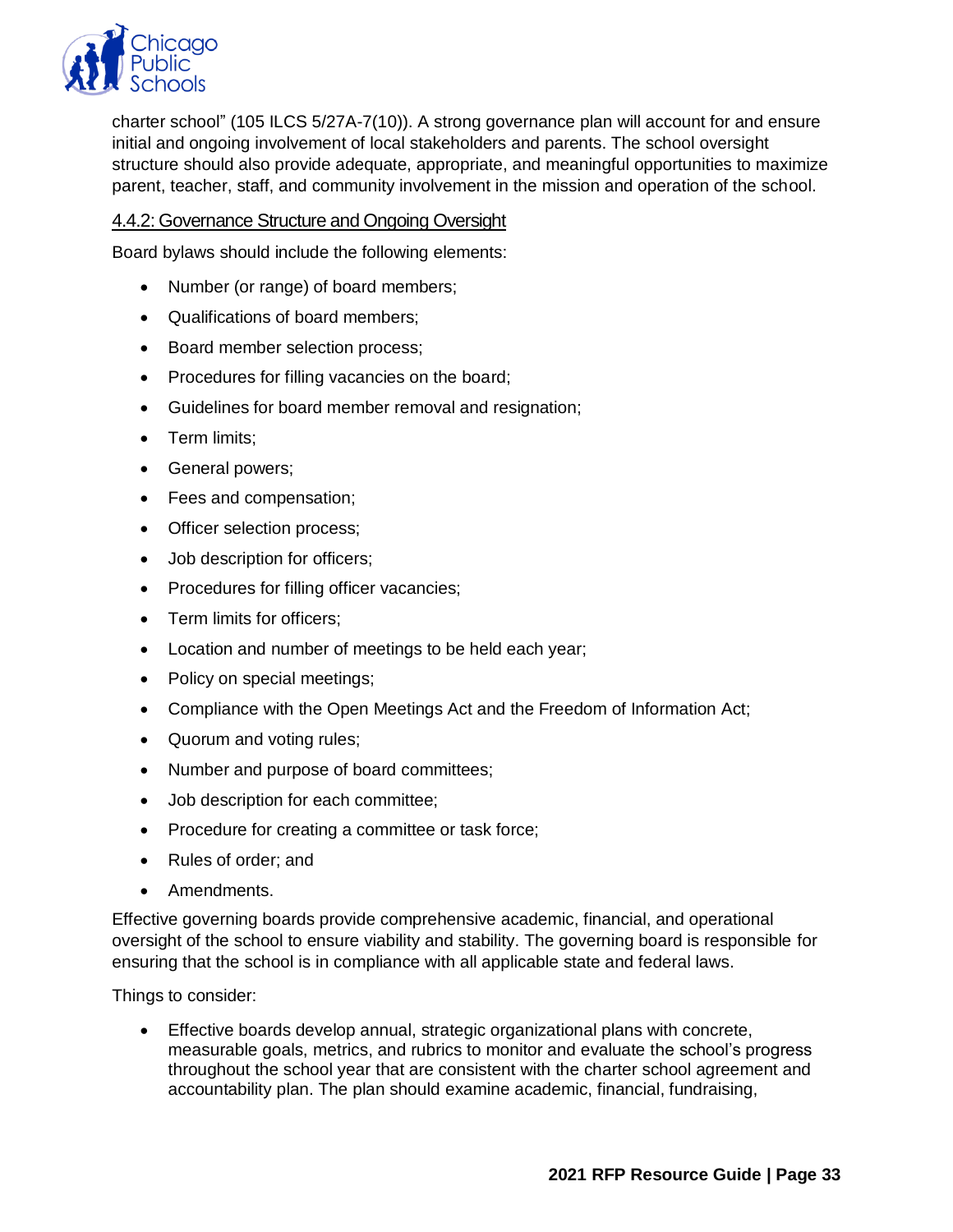charter school" (105 ILCS 5/27A-7(10)). A strong governance plan will account for and ensure initial and ongoing involvement of local stakeholders and parents. The school oversight structure should also provide adequate, appropriate, and meaningful opportunities to maximize parent, teacher, staff, and community involvement in the mission and operation of the school.

#### 4.4.2: Governance Structure and Ongoing Oversight

Board bylaws should include the following elements:

- Number (or range) of board members;
- Qualifications of board members;
- Board member selection process;
- Procedures for filling vacancies on the board;
- Guidelines for board member removal and resignation;
- Term limits;
- General powers;
- Fees and compensation;
- Officer selection process;
- Job description for officers;
- Procedures for filling officer vacancies;
- Term limits for officers;
- Location and number of meetings to be held each year;
- Policy on special meetings;
- Compliance with the Open Meetings Act and the Freedom of Information Act;
- Quorum and voting rules;
- Number and purpose of board committees;
- Job description for each committee;
- Procedure for creating a committee or task force;
- Rules of order; and
- Amendments.

Effective governing boards provide comprehensive academic, financial, and operational oversight of the school to ensure viability and stability. The governing board is responsible for ensuring that the school is in compliance with all applicable state and federal laws.

Things to consider:

- Effective boards develop annual, strategic organizational plans with concrete, measurable goals, metrics, and rubrics to monitor and evaluate the school's progress throughout the school year that are consistent with the charter school agreement and accountability plan. The plan should examine academic, financial, fundraising,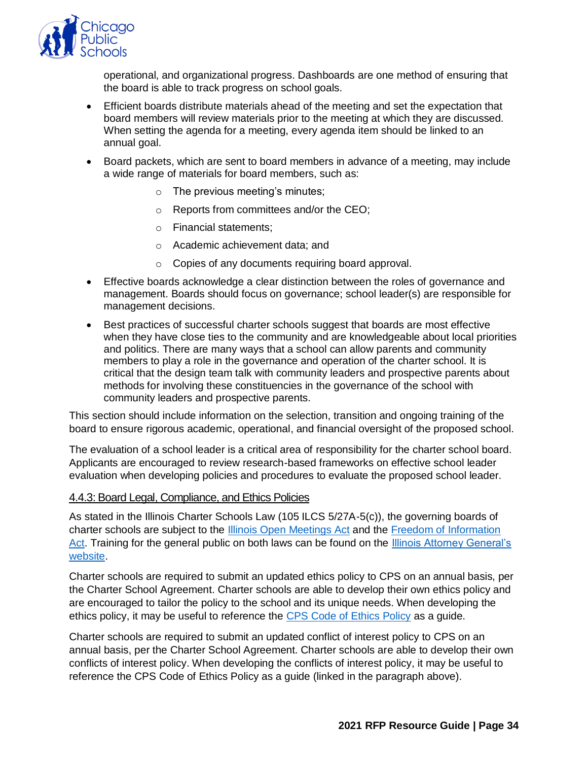operational, and organizational progress. Dashboards are one method of ensuring that the board is able to track progress on school goals.

- Efficient boards distribute materials ahead of the meeting and set the expectation that board members will review materials prior to the meeting at which they are discussed. When setting the agenda for a meeting, every agenda item should be linked to an annual goal.
- Board packets, which are sent to board members in advance of a meeting, may include a wide range of materials for board members, such as:
  - The previous meeting's minutes;
  - Reports from committees and/or the CEO;
  - Financial statements;
  - Academic achievement data; and
  - Copies of any documents requiring board approval.
- Effective boards acknowledge a clear distinction between the roles of governance and management. Boards should focus on governance; school leader(s) are responsible for management decisions.
- Best practices of successful charter schools suggest that boards are most effective when they have close ties to the community and are knowledgeable about local priorities and politics. There are many ways that a school can allow parents and community members to play a role in the governance and operation of the charter school. It is critical that the design team talk with community leaders and prospective parents about methods for involving these constituencies in the governance of the school with community leaders and prospective parents.

This section should include information on the selection, transition and ongoing training of the board to ensure rigorous academic, operational, and financial oversight of the proposed school.

The evaluation of a school leader is a critical area of responsibility for the charter school board. Applicants are encouraged to review research-based frameworks on effective school leader evaluation when developing policies and procedures to evaluate the proposed school leader.

#### 4.4.3: Board Legal, Compliance, and Ethics Policies

As stated in the Illinois Charter Schools Law (105 ILCS 5/27A-5(c)), the governing boards of charter schools are subject to the Illinois Open Meetings Act and the Freedom of Information Act. Training for the general public on both laws can be found on the Illinois Attorney General's website.

Charter schools are required to submit an updated ethics policy to CPS on an annual basis, per the Charter School Agreement. Charter schools are able to develop their own ethics policy and are encouraged to tailor the policy to the school and its unique needs. When developing the ethics policy, it may be useful to reference the CPS Code of Ethics Policy as a guide.

Charter schools are required to submit an updated conflict of interest policy to CPS on an annual basis, per the Charter School Agreement. Charter schools are able to develop their own conflicts of interest policy. When developing the conflicts of interest policy, it may be useful to reference the CPS Code of Ethics Policy as a guide (linked in the paragraph above).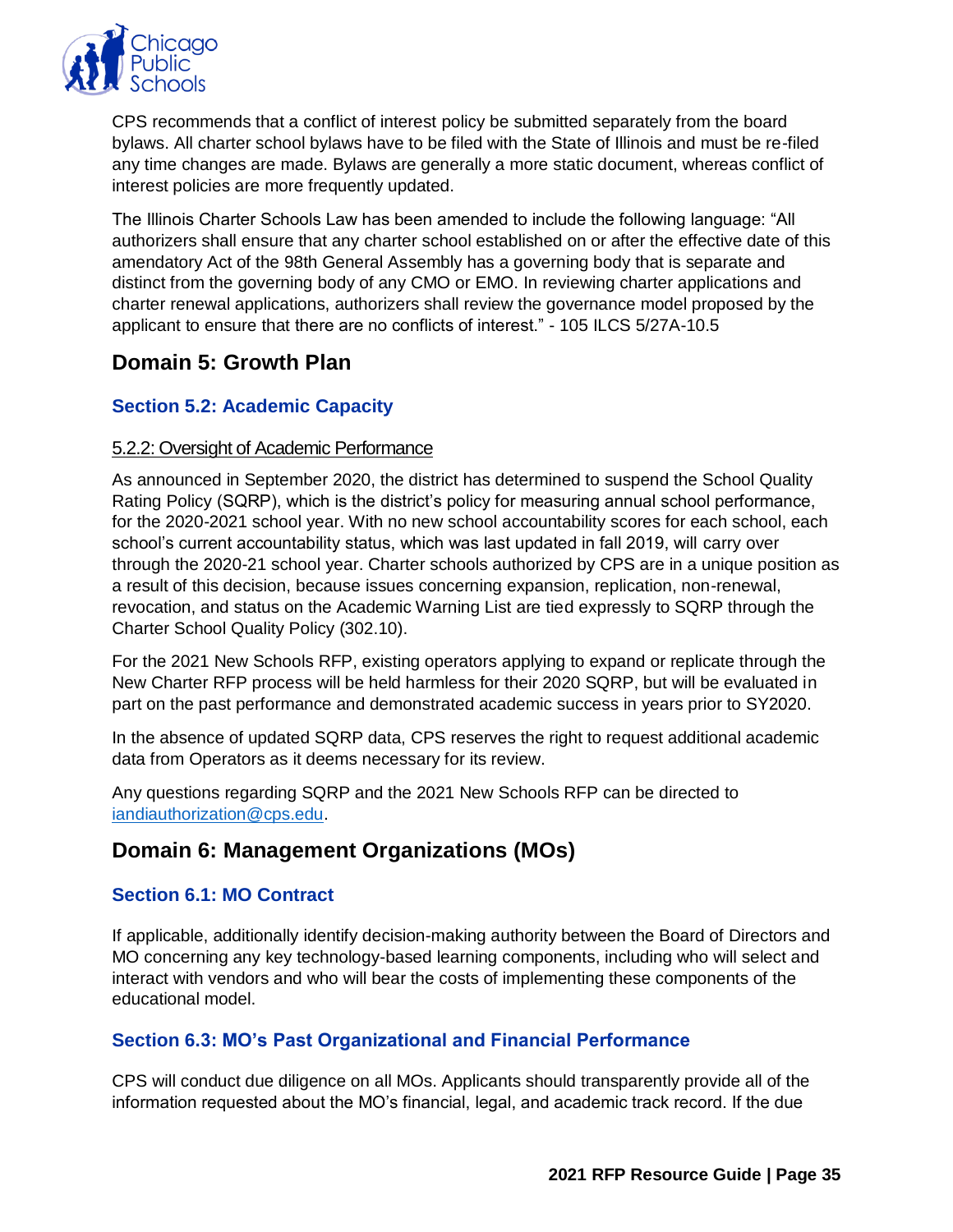CPS recommends that a conflict of interest policy be submitted separately from the board bylaws. All charter school bylaws have to be filed with the State of Illinois and must be re-filed any time changes are made. Bylaws are generally a more static document, whereas conflict of interest policies are more frequently updated.

The Illinois Charter Schools Law has been amended to include the following language: “All authorizers shall ensure that any charter school established on or after the effective date of this amendatory Act of the 98th General Assembly has a governing body that is separate and distinct from the governing body of any CMO or EMO. In reviewing charter applications and charter renewal applications, authorizers shall review the governance model proposed by the applicant to ensure that there are no conflicts of interest.” - 105 ILCS 5/27A-10.5

## Domain 5: Growth Plan

### Section 5.2: Academic Capacity

#### 5.2.2: Oversight of Academic Performance

As announced in September 2020, the district has determined to suspend the School Quality Rating Policy (SQRP), which is the district’s policy for measuring annual school performance, for the 2020-2021 school year. With no new school accountability scores for each school, each school’s current accountability status, which was last updated in fall 2019, will carry over through the 2020-21 school year. Charter schools authorized by CPS are in a unique position as a result of this decision, because issues concerning expansion, replication, non-renewal, revocation, and status on the Academic Warning List are tied expressly to SQRP through the Charter School Quality Policy (302.10).

For the 2021 New Schools RFP, existing operators applying to expand or replicate through the New Charter RFP process will be held harmless for their 2020 SQRP, but will be evaluated in part on the past performance and demonstrated academic success in years prior to SY2020.

In the absence of updated SQRP data, CPS reserves the right to request additional academic data from Operators as it deems necessary for its review.

Any questions regarding SQRP and the 2021 New Schools RFP can be directed to iandiauthorization@cps.edu.

## Domain 6: Management Organizations (MOs)

### Section 6.1: MO Contract

If applicable, additionally identify decision-making authority between the Board of Directors and MO concerning any key technology-based learning components, including who will select and interact with vendors and who will bear the costs of implementing these components of the educational model.

### Section 6.3: MO’s Past Organizational and Financial Performance

CPS will conduct due diligence on all MOs. Applicants should transparently provide all of the information requested about the MO’s financial, legal, and academic track record. If the due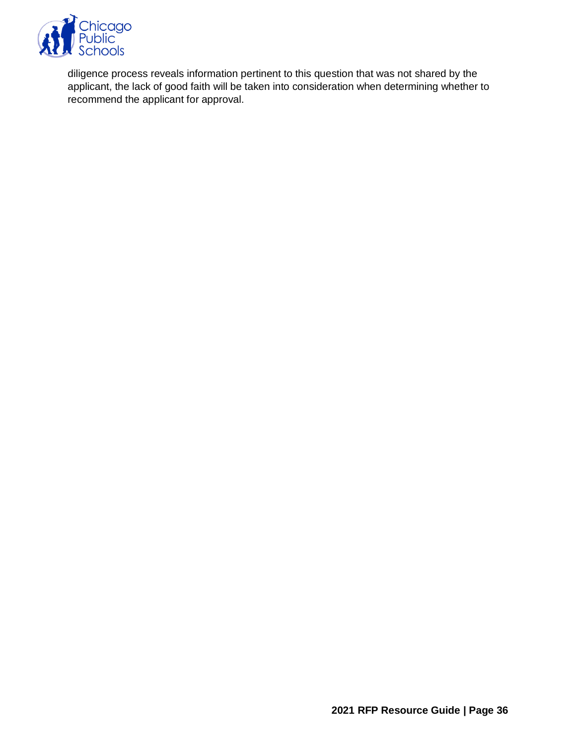diligence process reveals information pertinent to this question that was not shared by the applicant, the lack of good faith will be taken into consideration when determining whether to recommend the applicant for approval.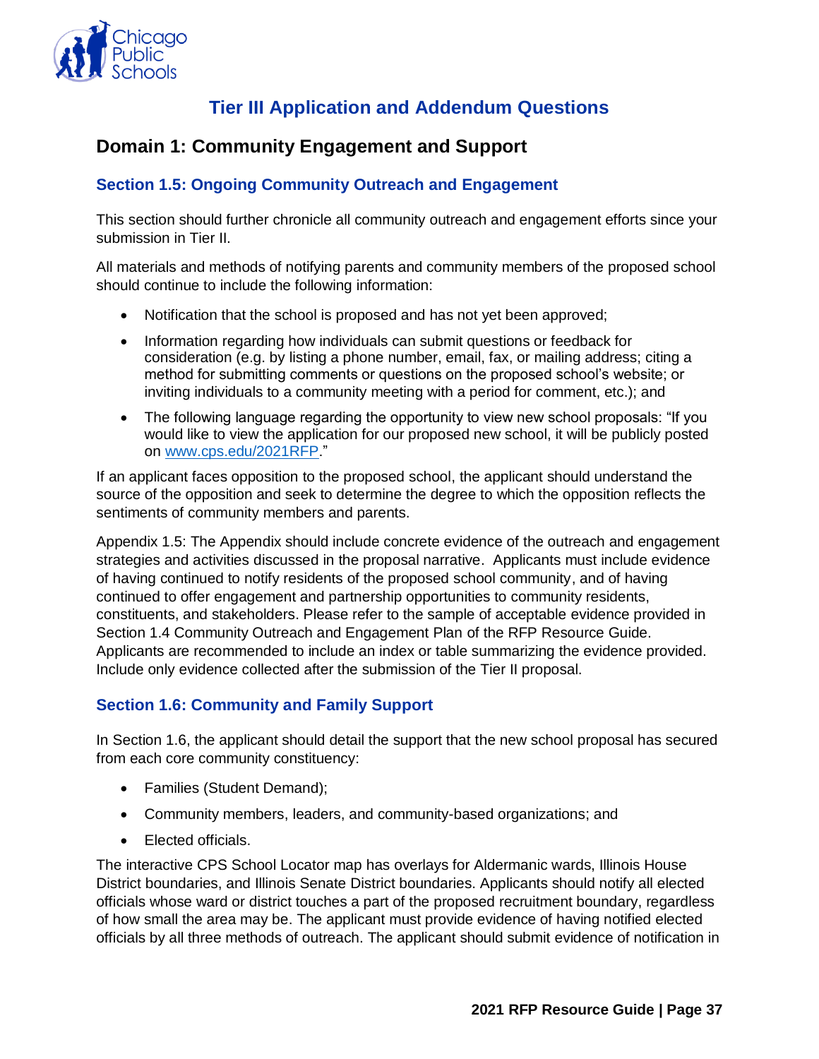## Tier III Application and Addendum Questions

### Domain 1: Community Engagement and Support

#### Section 1.5: Ongoing Community Outreach and Engagement

This section should further chronicle all community outreach and engagement efforts since your submission in Tier II.

All materials and methods of notifying parents and community members of the proposed school should continue to include the following information:

- Notification that the school is proposed and has not yet been approved;
- Information regarding how individuals can submit questions or feedback for consideration (e.g. by listing a phone number, email, fax, or mailing address; citing a method for submitting comments or questions on the proposed school's website; or inviting individuals to a community meeting with a period for comment, etc.); and
- The following language regarding the opportunity to view new school proposals: "If you would like to view the application for our proposed new school, it will be publicly posted on [www.cps.edu/2021RFP](www.cps.edu/2021RFP)."

If an applicant faces opposition to the proposed school, the applicant should understand the source of the opposition and seek to determine the degree to which the opposition reflects the sentiments of community members and parents.

Appendix 1.5: The Appendix should include concrete evidence of the outreach and engagement strategies and activities discussed in the proposal narrative. Applicants must include evidence of having continued to notify residents of the proposed school community, and of having continued to offer engagement and partnership opportunities to community residents, constituents, and stakeholders. Please refer to the sample of acceptable evidence provided in Section 1.4 Community Outreach and Engagement Plan of the RFP Resource Guide. Applicants are recommended to include an index or table summarizing the evidence provided. Include only evidence collected after the submission of the Tier II proposal.

#### Section 1.6: Community and Family Support

In Section 1.6, the applicant should detail the support that the new school proposal has secured from each core community constituency:

- Families (Student Demand);
- Community members, leaders, and community-based organizations; and
- Elected officials.

The interactive CPS School Locator map has overlays for Aldermanic wards, Illinois House District boundaries, and Illinois Senate District boundaries. Applicants should notify all elected officials whose ward or district touches a part of the proposed recruitment boundary, regardless of how small the area may be. The applicant must provide evidence of having notified elected officials by all three methods of outreach. The applicant should submit evidence of notification in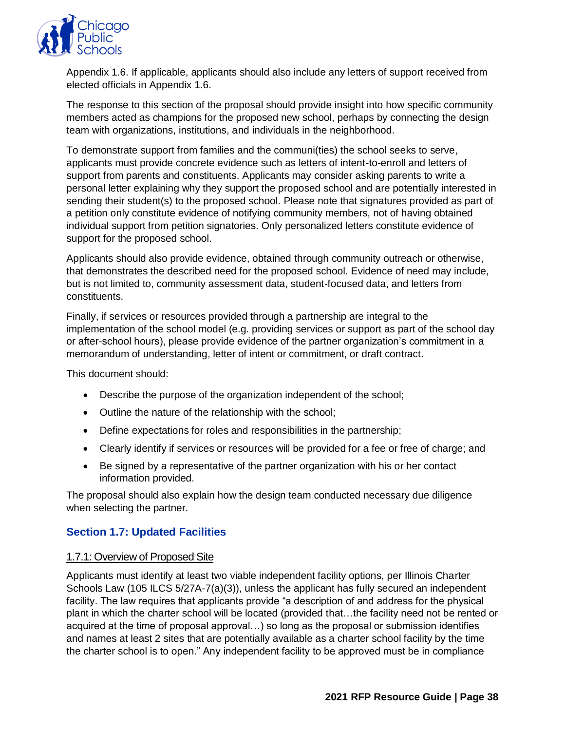Appendix 1.6. If applicable, applicants should also include any letters of support received from elected officials in Appendix 1.6.

The response to this section of the proposal should provide insight into how specific community members acted as champions for the proposed new school, perhaps by connecting the design team with organizations, institutions, and individuals in the neighborhood.

To demonstrate support from families and the communi(ties) the school seeks to serve, applicants must provide concrete evidence such as letters of intent-to-enroll and letters of support from parents and constituents. Applicants may consider asking parents to write a personal letter explaining why they support the proposed school and are potentially interested in sending their student(s) to the proposed school. Please note that signatures provided as part of a petition only constitute evidence of notifying community members, not of having obtained individual support from petition signatories. Only personalized letters constitute evidence of support for the proposed school.

Applicants should also provide evidence, obtained through community outreach or otherwise, that demonstrates the described need for the proposed school. Evidence of need may include, but is not limited to, community assessment data, student-focused data, and letters from constituents.

Finally, if services or resources provided through a partnership are integral to the implementation of the school model (e.g. providing services or support as part of the school day or after-school hours), please provide evidence of the partner organization's commitment in a memorandum of understanding, letter of intent or commitment, or draft contract.

This document should:

- Describe the purpose of the organization independent of the school;
- Outline the nature of the relationship with the school;
- Define expectations for roles and responsibilities in the partnership;
- Clearly identify if services or resources will be provided for a fee or free of charge; and
- Be signed by a representative of the partner organization with his or her contact information provided.

The proposal should also explain how the design team conducted necessary due diligence when selecting the partner.

## Section 1.7: Updated Facilities

### 1.7.1: Overview of Proposed Site

Applicants must identify at least two viable independent facility options, per Illinois Charter Schools Law (105 ILCS 5/27A-7(a)(3)), unless the applicant has fully secured an independent facility. The law requires that applicants provide "a description of and address for the physical plant in which the charter school will be located (provided that…the facility need not be rented or acquired at the time of proposal approval…) so long as the proposal or submission identifies and names at least 2 sites that are potentially available as a charter school facility by the time the charter school is to open." Any independent facility to be approved must be in compliance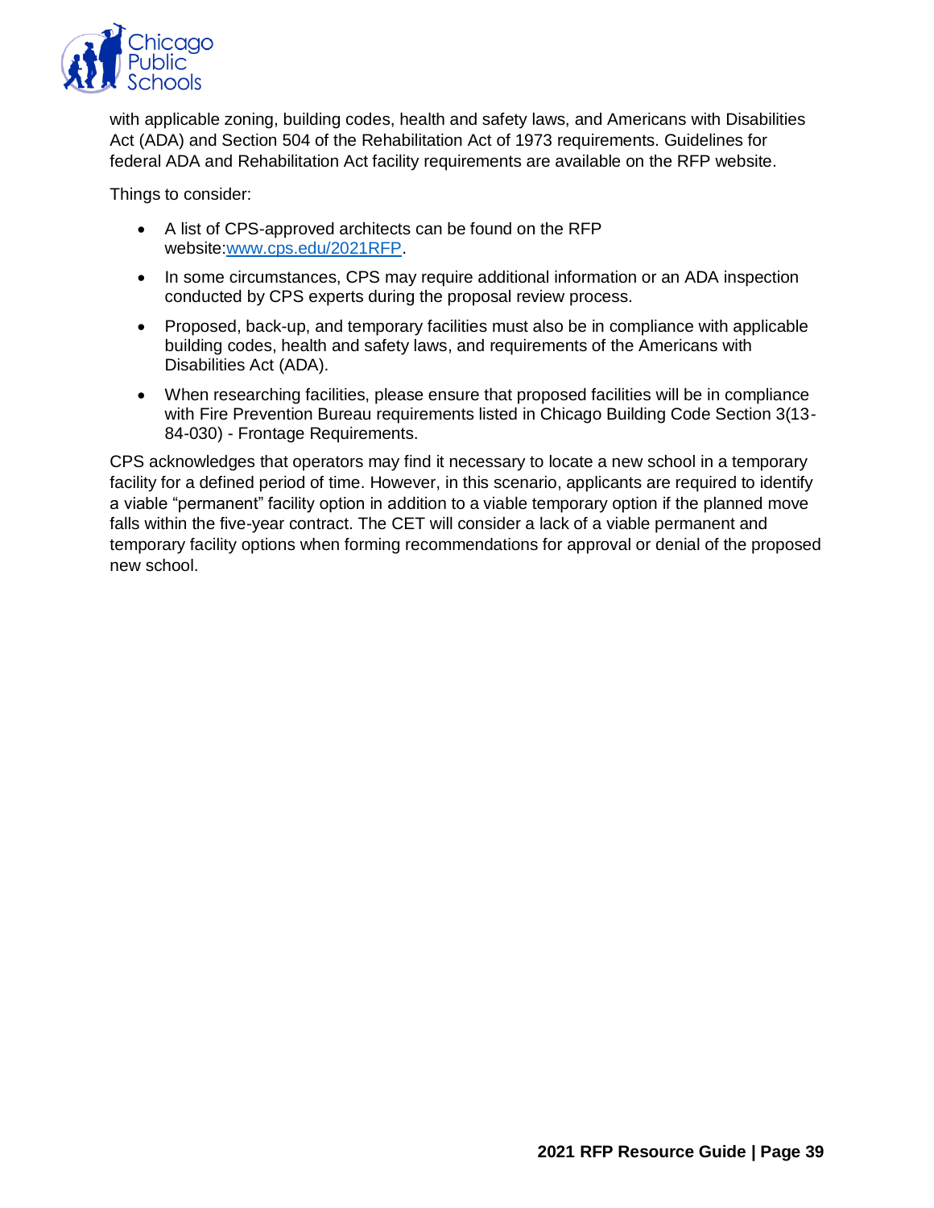with applicable zoning, building codes, health and safety laws, and Americans with Disabilities Act (ADA) and Section 504 of the Rehabilitation Act of 1973 requirements. Guidelines for federal ADA and Rehabilitation Act facility requirements are available on the RFP website.

Things to consider:

- A list of CPS-approved architects can be found on the RFP website:[www.cps.edu/2021RFP](www.cps.edu/2021RFP).
- In some circumstances, CPS may require additional information or an ADA inspection conducted by CPS experts during the proposal review process.
- Proposed, back-up, and temporary facilities must also be in compliance with applicable building codes, health and safety laws, and requirements of the Americans with Disabilities Act (ADA).
- When researching facilities, please ensure that proposed facilities will be in compliance with Fire Prevention Bureau requirements listed in Chicago Building Code Section 3(13-84-030) - Frontage Requirements.

CPS acknowledges that operators may find it necessary to locate a new school in a temporary facility for a defined period of time. However, in this scenario, applicants are required to identify a viable "permanent" facility option in addition to a viable temporary option if the planned move falls within the five-year contract. The CET will consider a lack of a viable permanent and temporary facility options when forming recommendations for approval or denial of the proposed new school.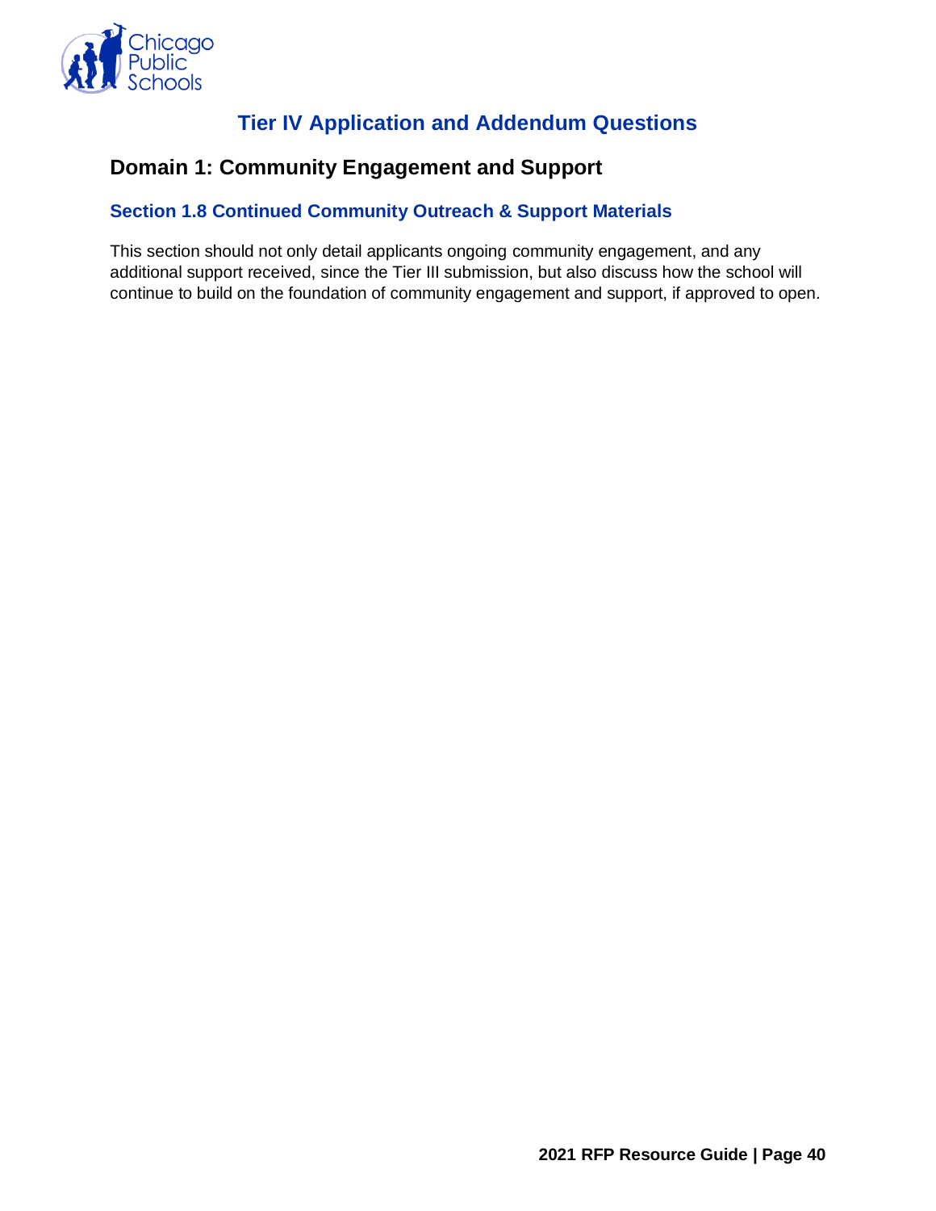# Tier IV Application and Addendum Questions

## Domain 1: Community Engagement and Support

### Section 1.8 Continued Community Outreach & Support Materials

This section should not only detail applicants ongoing community engagement, and any additional support received, since the Tier III submission, but also discuss how the school will continue to build on the foundation of community engagement and support, if approved to open.